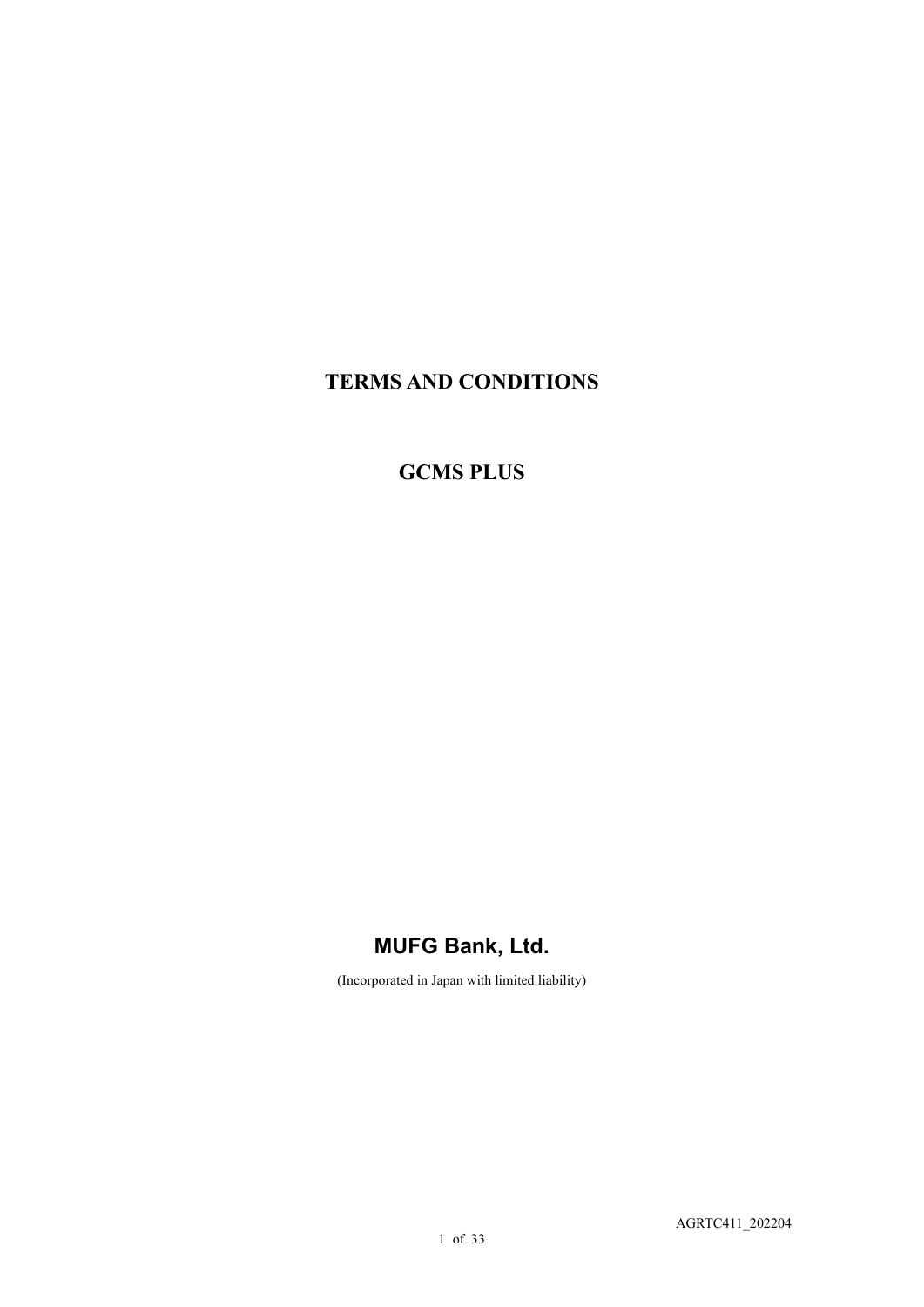# TERMS AND CONDITIONS

# GCMS PLUS

## MUFG Bank, Ltd.

(Incorporated in Japan with limited liability)

AGRTC411_202204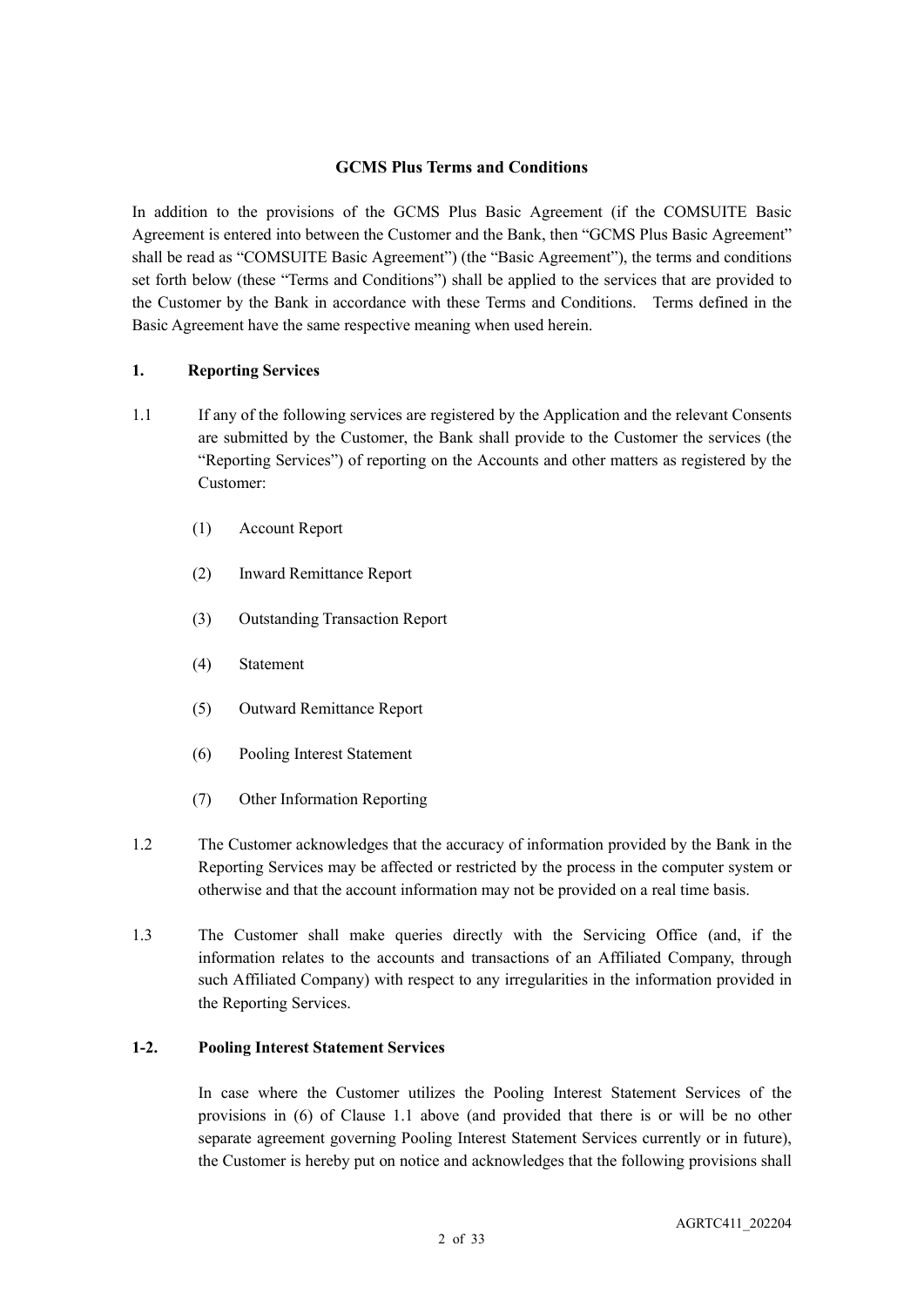# GCMS Plus Terms and Conditions

In addition to the provisions of the GCMS Plus Basic Agreement (if the COMSUITE Basic Agreement is entered into between the Customer and the Bank, then "GCMS Plus Basic Agreement" shall be read as "COMSUITE Basic Agreement") (the "Basic Agreement"), the terms and conditions set forth below (these "Terms and Conditions") shall be applied to the services that are provided to the Customer by the Bank in accordance with these Terms and Conditions. Terms defined in the Basic Agreement have the same respective meaning when used herein.

## 1. Reporting Services

1.1 If any of the following services are registered by the Application and the relevant Consents are submitted by the Customer, the Bank shall provide to the Customer the services (the "Reporting Services") of reporting on the Accounts and other matters as registered by the Customer:

(1) Account Report

(2) Inward Remittance Report

(3) Outstanding Transaction Report

(4) Statement

(5) Outward Remittance Report

(6) Pooling Interest Statement

(7) Other Information Reporting

1.2 The Customer acknowledges that the accuracy of information provided by the Bank in the Reporting Services may be affected or restricted by the process in the computer system or otherwise and that the account information may not be provided on a real time basis.

1.3 The Customer shall make queries directly with the Servicing Office (and, if the information relates to the accounts and transactions of an Affiliated Company, through such Affiliated Company) with respect to any irregularities in the information provided in the Reporting Services.

## 1-2. Pooling Interest Statement Services

In case where the Customer utilizes the Pooling Interest Statement Services of the provisions in (6) of Clause 1.1 above (and provided that there is or will be no other separate agreement governing Pooling Interest Statement Services currently or in future), the Customer is hereby put on notice and acknowledges that the following provisions shall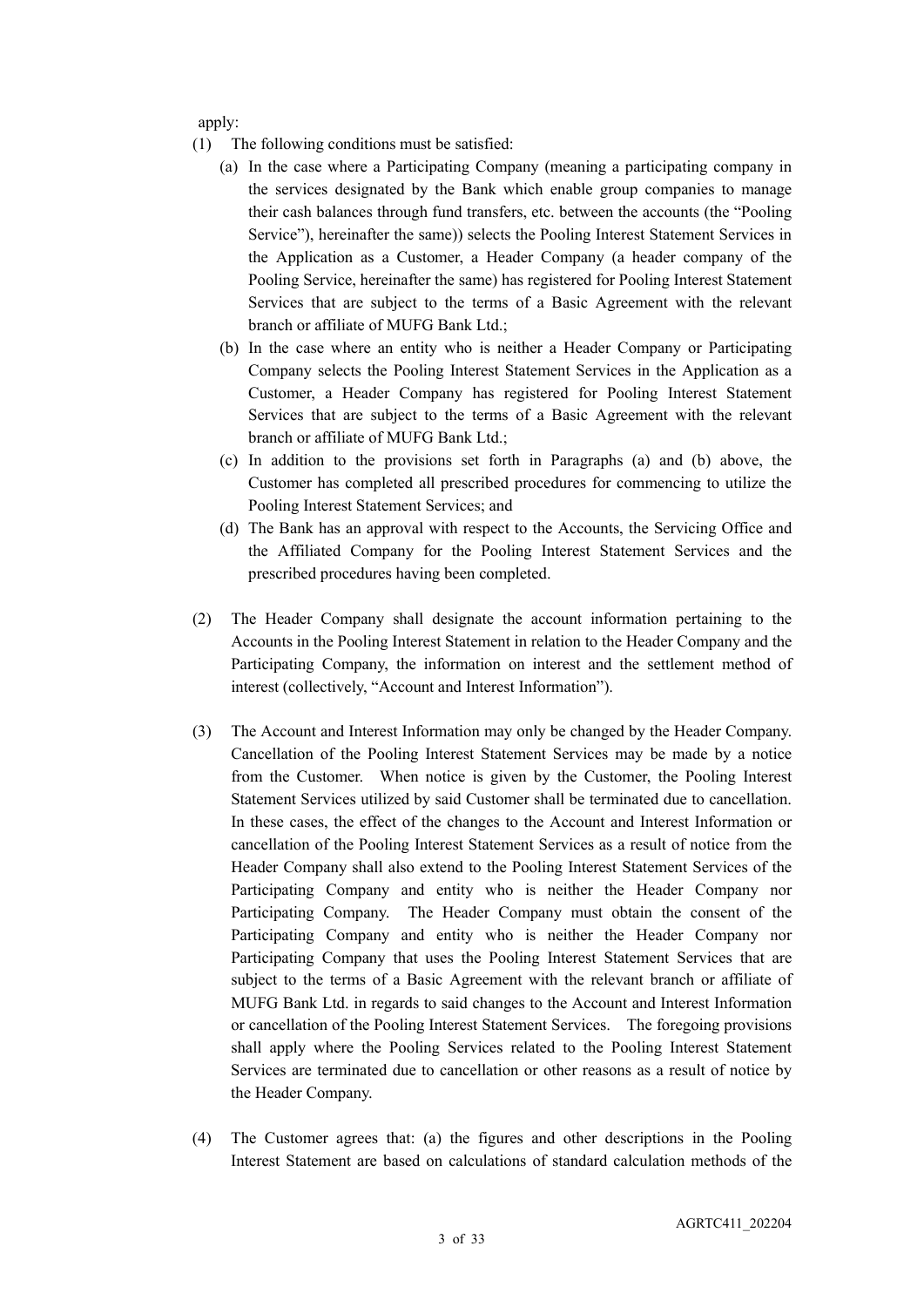apply:

(1) The following conditions must be satisfied:

   (a) In the case where a Participating Company (meaning a participating company in the services designated by the Bank which enable group companies to manage their cash balances through fund transfers, etc. between the accounts (the "Pooling Service"), hereinafter the same)) selects the Pooling Interest Statement Services in the Application as a Customer, a Header Company (a header company of the Pooling Service, hereinafter the same) has registered for Pooling Interest Statement Services that are subject to the terms of a Basic Agreement with the relevant branch or affiliate of MUFG Bank Ltd.;

   (b) In the case where an entity who is neither a Header Company or Participating Company selects the Pooling Interest Statement Services in the Application as a Customer, a Header Company has registered for Pooling Interest Statement Services that are subject to the terms of a Basic Agreement with the relevant branch or affiliate of MUFG Bank Ltd.;

   (c) In addition to the provisions set forth in Paragraphs (a) and (b) above, the Customer has completed all prescribed procedures for commencing to utilize the Pooling Interest Statement Services; and

   (d) The Bank has an approval with respect to the Accounts, the Servicing Office and the Affiliated Company for the Pooling Interest Statement Services and the prescribed procedures having been completed.

(2) The Header Company shall designate the account information pertaining to the Accounts in the Pooling Interest Statement in relation to the Header Company and the Participating Company, the information on interest and the settlement method of interest (collectively, "Account and Interest Information").

(3) The Account and Interest Information may only be changed by the Header Company. Cancellation of the Pooling Interest Statement Services may be made by a notice from the Customer. When notice is given by the Customer, the Pooling Interest Statement Services utilized by said Customer shall be terminated due to cancellation. In these cases, the effect of the changes to the Account and Interest Information or cancellation of the Pooling Interest Statement Services as a result of notice from the Header Company shall also extend to the Pooling Interest Statement Services of the Participating Company and entity who is neither the Header Company nor Participating Company. The Header Company must obtain the consent of the Participating Company and entity who is neither the Header Company nor Participating Company that uses the Pooling Interest Statement Services that are subject to the terms of a Basic Agreement with the relevant branch or affiliate of MUFG Bank Ltd. in regards to said changes to the Account and Interest Information or cancellation of the Pooling Interest Statement Services. The foregoing provisions shall apply where the Pooling Services related to the Pooling Interest Statement Services are terminated due to cancellation or other reasons as a result of notice by the Header Company.

(4) The Customer agrees that: (a) the figures and other descriptions in the Pooling Interest Statement are based on calculations of standard calculation methods of the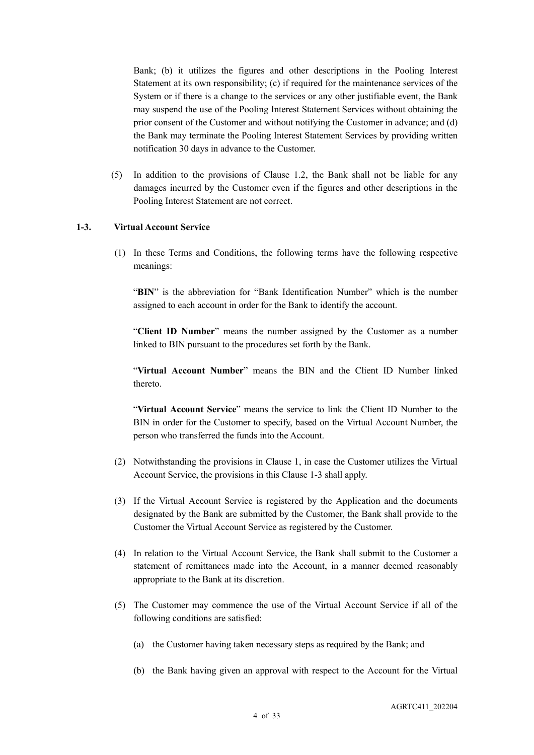Bank; (b) it utilizes the figures and other descriptions in the Pooling Interest Statement at its own responsibility; (c) if required for the maintenance services of the System or if there is a change to the services or any other justifiable event, the Bank may suspend the use of the Pooling Interest Statement Services without obtaining the prior consent of the Customer and without notifying the Customer in advance; and (d) the Bank may terminate the Pooling Interest Statement Services by providing written notification 30 days in advance to the Customer.

(5) In addition to the provisions of Clause 1.2, the Bank shall not be liable for any damages incurred by the Customer even if the figures and other descriptions in the Pooling Interest Statement are not correct.

### 1-3. Virtual Account Service

(1) In these Terms and Conditions, the following terms have the following respective meanings:

"**BIN**" is the abbreviation for "Bank Identification Number" which is the number assigned to each account in order for the Bank to identify the account.

"**Client ID Number**" means the number assigned by the Customer as a number linked to BIN pursuant to the procedures set forth by the Bank.

"**Virtual Account Number**" means the BIN and the Client ID Number linked thereto.

"**Virtual Account Service**" means the service to link the Client ID Number to the BIN in order for the Customer to specify, based on the Virtual Account Number, the person who transferred the funds into the Account.

(2) Notwithstanding the provisions in Clause 1, in case the Customer utilizes the Virtual Account Service, the provisions in this Clause 1-3 shall apply.

(3) If the Virtual Account Service is registered by the Application and the documents designated by the Bank are submitted by the Customer, the Bank shall provide to the Customer the Virtual Account Service as registered by the Customer.

(4) In relation to the Virtual Account Service, the Bank shall submit to the Customer a statement of remittances made into the Account, in a manner deemed reasonably appropriate to the Bank at its discretion.

(5) The Customer may commence the use of the Virtual Account Service if all of the following conditions are satisfied:

(a) the Customer having taken necessary steps as required by the Bank; and

(b) the Bank having given an approval with respect to the Account for the Virtual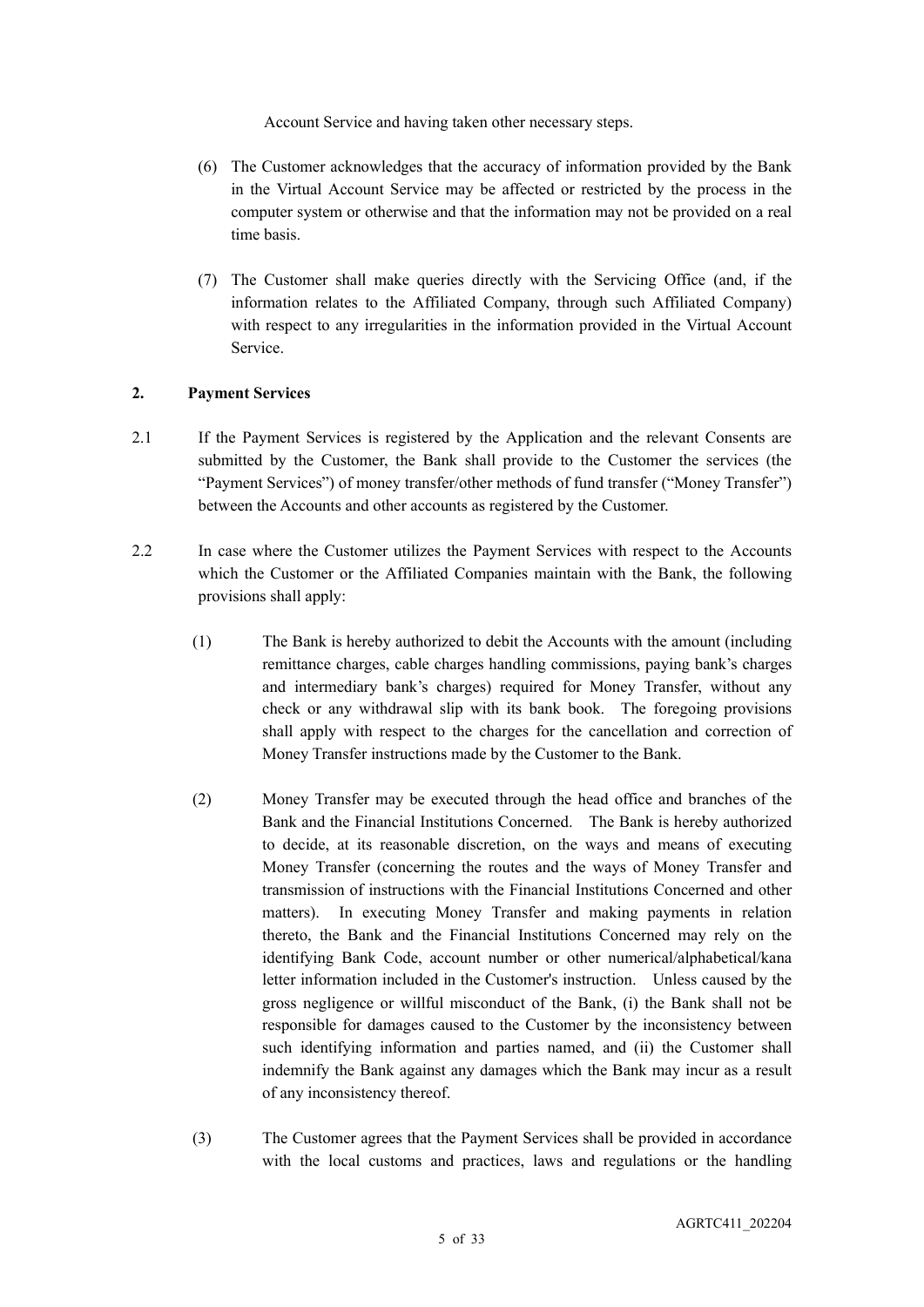Account Service and having taken other necessary steps.

(6) The Customer acknowledges that the accuracy of information provided by the Bank in the Virtual Account Service may be affected or restricted by the process in the computer system or otherwise and that the information may not be provided on a real time basis.

(7) The Customer shall make queries directly with the Servicing Office (and, if the information relates to the Affiliated Company, through such Affiliated Company) with respect to any irregularities in the information provided in the Virtual Account Service.

## 2. Payment Services

2.1 If the Payment Services is registered by the Application and the relevant Consents are submitted by the Customer, the Bank shall provide to the Customer the services (the "Payment Services") of money transfer/other methods of fund transfer ("Money Transfer") between the Accounts and other accounts as registered by the Customer.

2.2 In case where the Customer utilizes the Payment Services with respect to the Accounts which the Customer or the Affiliated Companies maintain with the Bank, the following provisions shall apply:

(1) The Bank is hereby authorized to debit the Accounts with the amount (including remittance charges, cable charges handling commissions, paying bank's charges and intermediary bank's charges) required for Money Transfer, without any check or any withdrawal slip with its bank book. The foregoing provisions shall apply with respect to the charges for the cancellation and correction of Money Transfer instructions made by the Customer to the Bank.

(2) Money Transfer may be executed through the head office and branches of the Bank and the Financial Institutions Concerned. The Bank is hereby authorized to decide, at its reasonable discretion, on the ways and means of executing Money Transfer (concerning the routes and the ways of Money Transfer and transmission of instructions with the Financial Institutions Concerned and other matters). In executing Money Transfer and making payments in relation thereto, the Bank and the Financial Institutions Concerned may rely on the identifying Bank Code, account number or other numerical/alphabetical/kana letter information included in the Customer's instruction. Unless caused by the gross negligence or willful misconduct of the Bank, (i) the Bank shall not be responsible for damages caused to the Customer by the inconsistency between such identifying information and parties named, and (ii) the Customer shall indemnify the Bank against any damages which the Bank may incur as a result of any inconsistency thereof.

(3) The Customer agrees that the Payment Services shall be provided in accordance with the local customs and practices, laws and regulations or the handling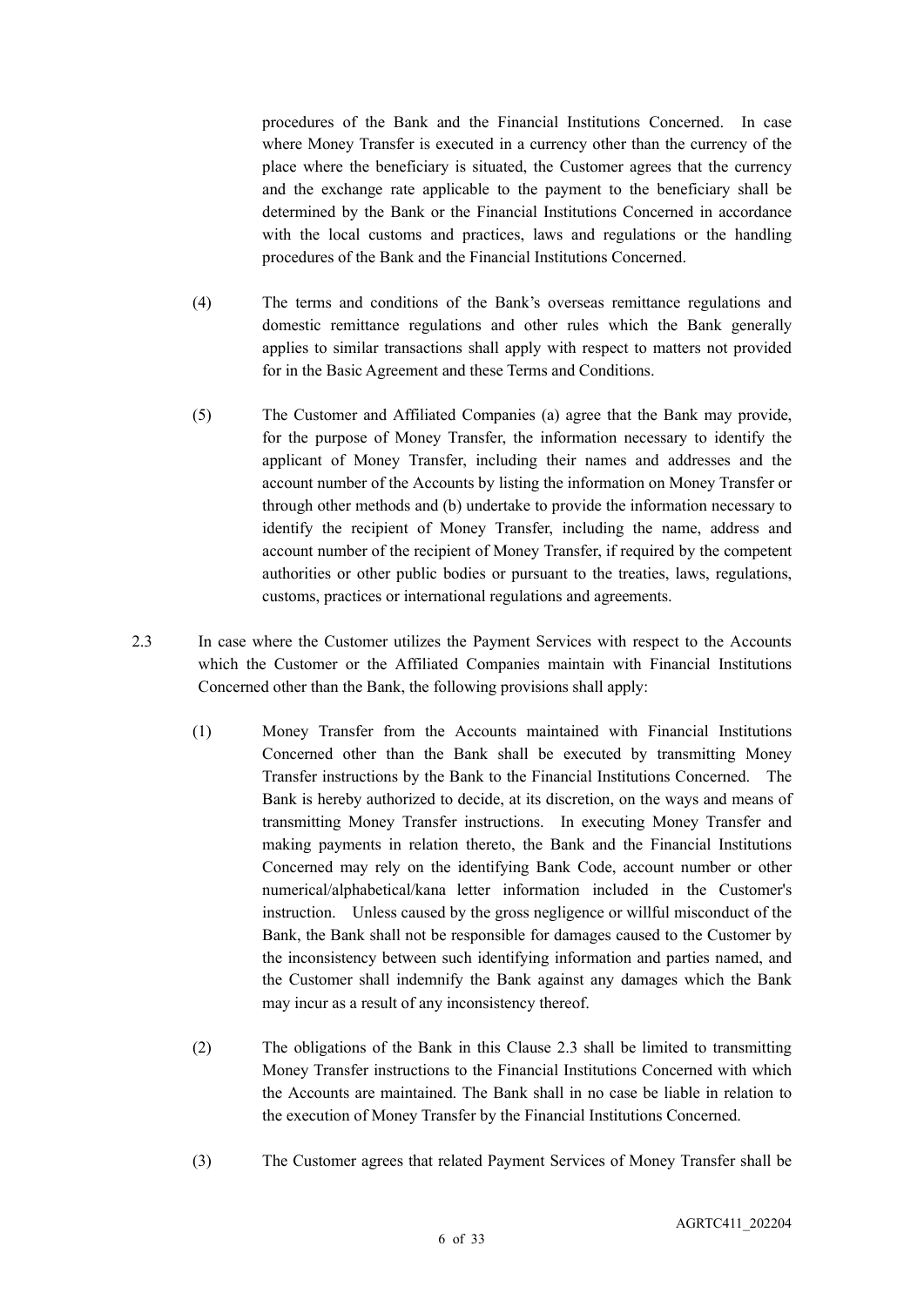procedures of the Bank and the Financial Institutions Concerned. In case where Money Transfer is executed in a currency other than the currency of the place where the beneficiary is situated, the Customer agrees that the currency and the exchange rate applicable to the payment to the beneficiary shall be determined by the Bank or the Financial Institutions Concerned in accordance with the local customs and practices, laws and regulations or the handling procedures of the Bank and the Financial Institutions Concerned.

(4) The terms and conditions of the Bank's overseas remittance regulations and domestic remittance regulations and other rules which the Bank generally applies to similar transactions shall apply with respect to matters not provided for in the Basic Agreement and these Terms and Conditions.

(5) The Customer and Affiliated Companies (a) agree that the Bank may provide, for the purpose of Money Transfer, the information necessary to identify the applicant of Money Transfer, including their names and addresses and the account number of the Accounts by listing the information on Money Transfer or through other methods and (b) undertake to provide the information necessary to identify the recipient of Money Transfer, including the name, address and account number of the recipient of Money Transfer, if required by the competent authorities or other public bodies or pursuant to the treaties, laws, regulations, customs, practices or international regulations and agreements.

2.3 In case where the Customer utilizes the Payment Services with respect to the Accounts which the Customer or the Affiliated Companies maintain with Financial Institutions Concerned other than the Bank, the following provisions shall apply:

(1) Money Transfer from the Accounts maintained with Financial Institutions Concerned other than the Bank shall be executed by transmitting Money Transfer instructions by the Bank to the Financial Institutions Concerned. The Bank is hereby authorized to decide, at its discretion, on the ways and means of transmitting Money Transfer instructions. In executing Money Transfer and making payments in relation thereto, the Bank and the Financial Institutions Concerned may rely on the identifying Bank Code, account number or other numerical/alphabetical/kana letter information included in the Customer's instruction. Unless caused by the gross negligence or willful misconduct of the Bank, the Bank shall not be responsible for damages caused to the Customer by the inconsistency between such identifying information and parties named, and the Customer shall indemnify the Bank against any damages which the Bank may incur as a result of any inconsistency thereof.

(2) The obligations of the Bank in this Clause 2.3 shall be limited to transmitting Money Transfer instructions to the Financial Institutions Concerned with which the Accounts are maintained. The Bank shall in no case be liable in relation to the execution of Money Transfer by the Financial Institutions Concerned.

(3) The Customer agrees that related Payment Services of Money Transfer shall be

AGRTC411_202204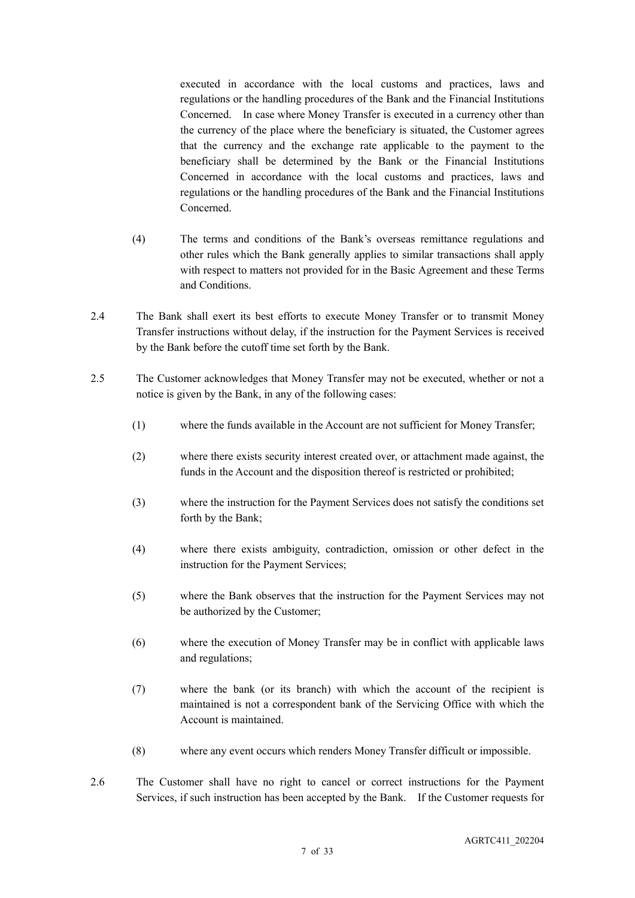executed in accordance with the local customs and practices, laws and regulations or the handling procedures of the Bank and the Financial Institutions Concerned. In case where Money Transfer is executed in a currency other than the currency of the place where the beneficiary is situated, the Customer agrees that the currency and the exchange rate applicable to the payment to the beneficiary shall be determined by the Bank or the Financial Institutions Concerned in accordance with the local customs and practices, laws and regulations or the handling procedures of the Bank and the Financial Institutions Concerned.

(4) The terms and conditions of the Bank's overseas remittance regulations and other rules which the Bank generally applies to similar transactions shall apply with respect to matters not provided for in the Basic Agreement and these Terms and Conditions.

2.4 The Bank shall exert its best efforts to execute Money Transfer or to transmit Money Transfer instructions without delay, if the instruction for the Payment Services is received by the Bank before the cutoff time set forth by the Bank.

2.5 The Customer acknowledges that Money Transfer may not be executed, whether or not a notice is given by the Bank, in any of the following cases:

(1) where the funds available in the Account are not sufficient for Money Transfer;

(2) where there exists security interest created over, or attachment made against, the funds in the Account and the disposition thereof is restricted or prohibited;

(3) where the instruction for the Payment Services does not satisfy the conditions set forth by the Bank;

(4) where there exists ambiguity, contradiction, omission or other defect in the instruction for the Payment Services;

(5) where the Bank observes that the instruction for the Payment Services may not be authorized by the Customer;

(6) where the execution of Money Transfer may be in conflict with applicable laws and regulations;

(7) where the bank (or its branch) with which the account of the recipient is maintained is not a correspondent bank of the Servicing Office with which the Account is maintained.

(8) where any event occurs which renders Money Transfer difficult or impossible.

2.6 The Customer shall have no right to cancel or correct instructions for the Payment Services, if such instruction has been accepted by the Bank. If the Customer requests for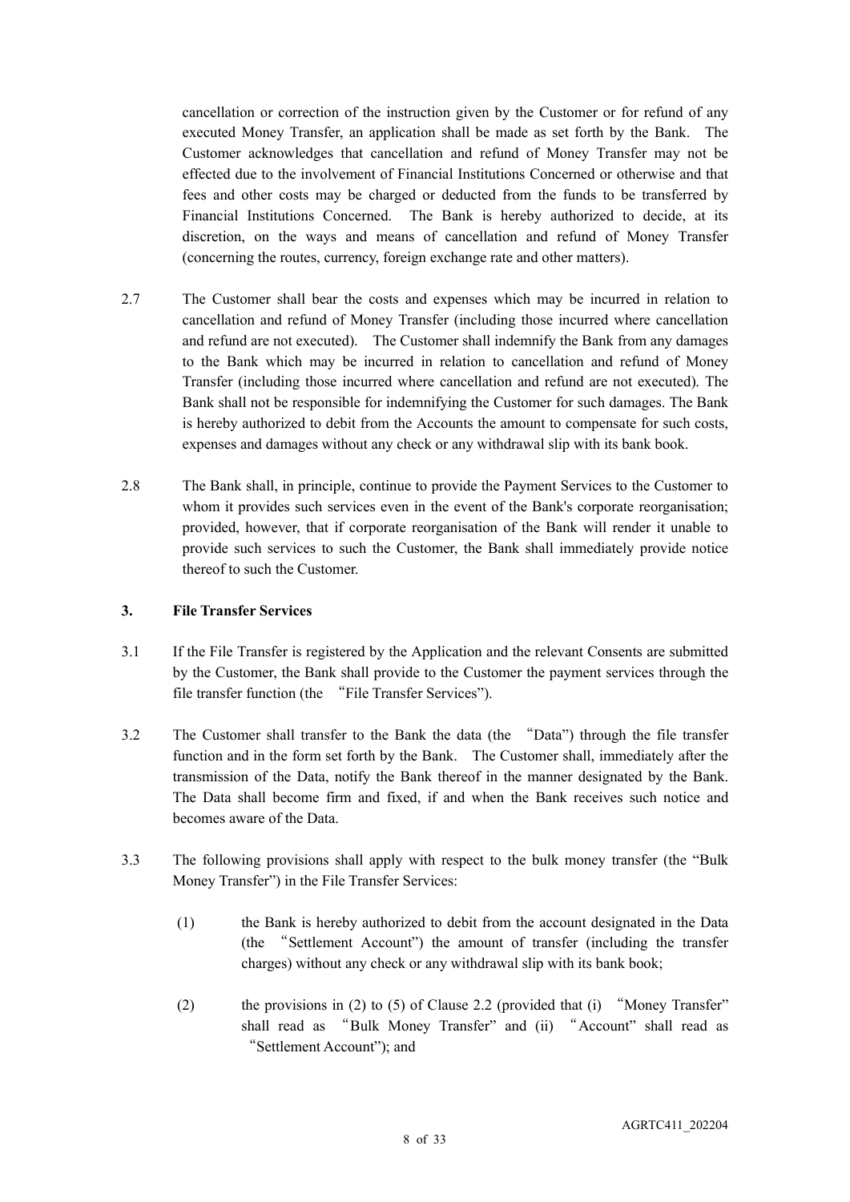cancellation or correction of the instruction given by the Customer or for refund of any executed Money Transfer, an application shall be made as set forth by the Bank. The Customer acknowledges that cancellation and refund of Money Transfer may not be effected due to the involvement of Financial Institutions Concerned or otherwise and that fees and other costs may be charged or deducted from the funds to be transferred by Financial Institutions Concerned. The Bank is hereby authorized to decide, at its discretion, on the ways and means of cancellation and refund of Money Transfer (concerning the routes, currency, foreign exchange rate and other matters).

2.7 The Customer shall bear the costs and expenses which may be incurred in relation to cancellation and refund of Money Transfer (including those incurred where cancellation and refund are not executed). The Customer shall indemnify the Bank from any damages to the Bank which may be incurred in relation to cancellation and refund of Money Transfer (including those incurred where cancellation and refund are not executed). The Bank shall not be responsible for indemnifying the Customer for such damages. The Bank is hereby authorized to debit from the Accounts the amount to compensate for such costs, expenses and damages without any check or any withdrawal slip with its bank book.

2.8 The Bank shall, in principle, continue to provide the Payment Services to the Customer to whom it provides such services even in the event of the Bank's corporate reorganisation; provided, however, that if corporate reorganisation of the Bank will render it unable to provide such services to such the Customer, the Bank shall immediately provide notice thereof to such the Customer.

### 3. File Transfer Services

3.1 If the File Transfer is registered by the Application and the relevant Consents are submitted by the Customer, the Bank shall provide to the Customer the payment services through the file transfer function (the "File Transfer Services").

3.2 The Customer shall transfer to the Bank the data (the "Data") through the file transfer function and in the form set forth by the Bank. The Customer shall, immediately after the transmission of the Data, notify the Bank thereof in the manner designated by the Bank. The Data shall become firm and fixed, if and when the Bank receives such notice and becomes aware of the Data.

3.3 The following provisions shall apply with respect to the bulk money transfer (the "Bulk Money Transfer") in the File Transfer Services:

(1) the Bank is hereby authorized to debit from the account designated in the Data (the "Settlement Account") the amount of transfer (including the transfer charges) without any check or any withdrawal slip with its bank book;

(2) the provisions in (2) to (5) of Clause 2.2 (provided that (i) "Money Transfer" shall read as "Bulk Money Transfer" and (ii) "Account" shall read as "Settlement Account"); and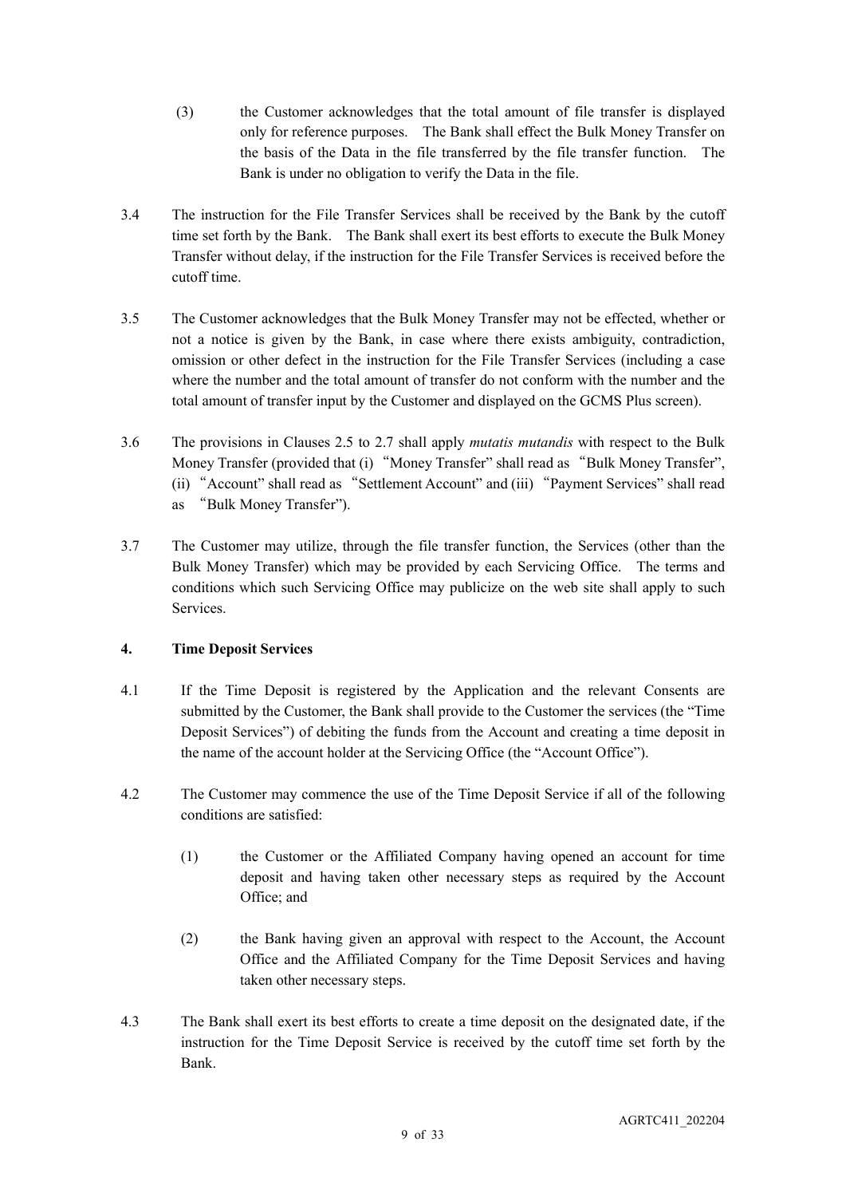(3) the Customer acknowledges that the total amount of file transfer is displayed only for reference purposes. The Bank shall effect the Bulk Money Transfer on the basis of the Data in the file transferred by the file transfer function. The Bank is under no obligation to verify the Data in the file.

3.4 The instruction for the File Transfer Services shall be received by the Bank by the cutoff time set forth by the Bank. The Bank shall exert its best efforts to execute the Bulk Money Transfer without delay, if the instruction for the File Transfer Services is received before the cutoff time.

3.5 The Customer acknowledges that the Bulk Money Transfer may not be effected, whether or not a notice is given by the Bank, in case where there exists ambiguity, contradiction, omission or other defect in the instruction for the File Transfer Services (including a case where the number and the total amount of transfer do not conform with the number and the total amount of transfer input by the Customer and displayed on the GCMS Plus screen).

3.6 The provisions in Clauses 2.5 to 2.7 shall apply *mutatis mutandis* with respect to the Bulk Money Transfer (provided that (i)"Money Transfer" shall read as "Bulk Money Transfer", (ii)"Account" shall read as "Settlement Account" and (iii)"Payment Services" shall read as "Bulk Money Transfer").

3.7 The Customer may utilize, through the file transfer function, the Services (other than the Bulk Money Transfer) which may be provided by each Servicing Office. The terms and conditions which such Servicing Office may publicize on the web site shall apply to such Services.

### 4. Time Deposit Services

4.1 If the Time Deposit is registered by the Application and the relevant Consents are submitted by the Customer, the Bank shall provide to the Customer the services (the "Time Deposit Services") of debiting the funds from the Account and creating a time deposit in the name of the account holder at the Servicing Office (the "Account Office").

4.2 The Customer may commence the use of the Time Deposit Service if all of the following conditions are satisfied:

(1) the Customer or the Affiliated Company having opened an account for time deposit and having taken other necessary steps as required by the Account Office; and

(2) the Bank having given an approval with respect to the Account, the Account Office and the Affiliated Company for the Time Deposit Services and having taken other necessary steps.

4.3 The Bank shall exert its best efforts to create a time deposit on the designated date, if the instruction for the Time Deposit Service is received by the cutoff time set forth by the Bank.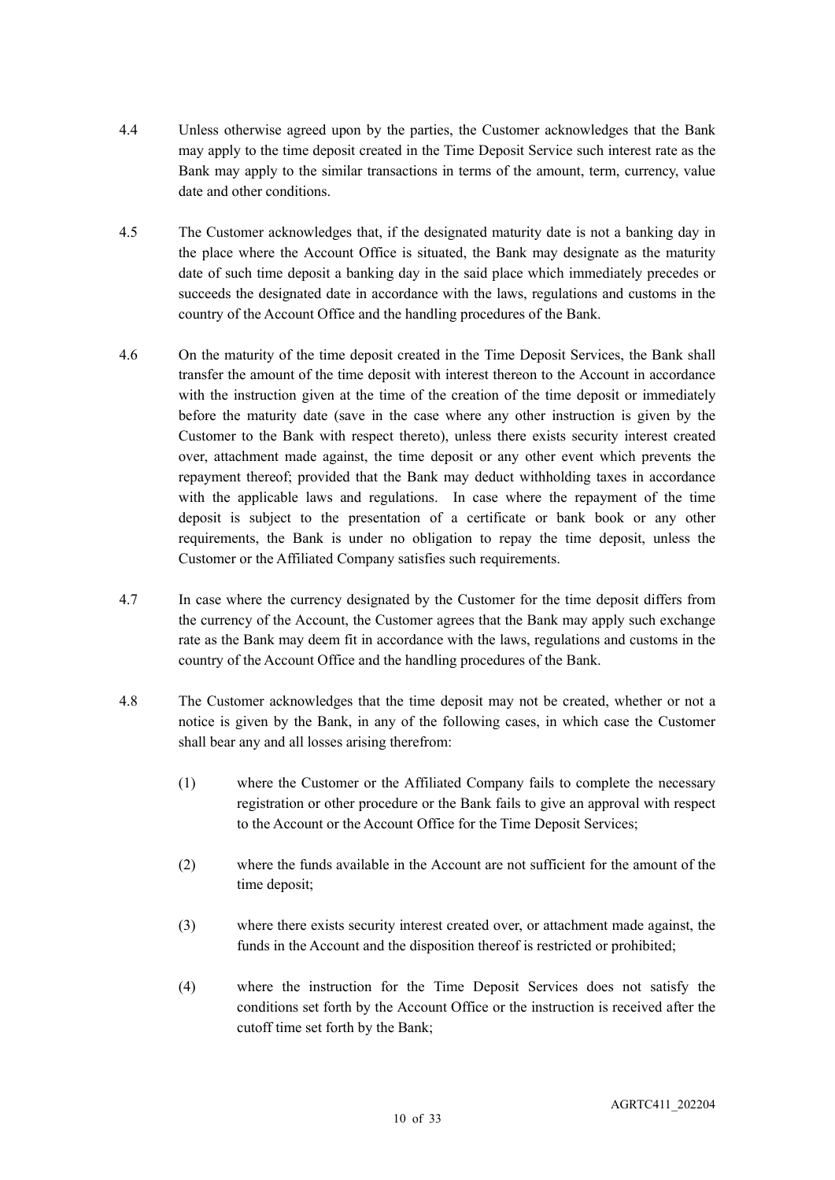4.4 Unless otherwise agreed upon by the parties, the Customer acknowledges that the Bank may apply to the time deposit created in the Time Deposit Service such interest rate as the Bank may apply to the similar transactions in terms of the amount, term, currency, value date and other conditions.

4.5 The Customer acknowledges that, if the designated maturity date is not a banking day in the place where the Account Office is situated, the Bank may designate as the maturity date of such time deposit a banking day in the said place which immediately precedes or succeeds the designated date in accordance with the laws, regulations and customs in the country of the Account Office and the handling procedures of the Bank.

4.6 On the maturity of the time deposit created in the Time Deposit Services, the Bank shall transfer the amount of the time deposit with interest thereon to the Account in accordance with the instruction given at the time of the creation of the time deposit or immediately before the maturity date (save in the case where any other instruction is given by the Customer to the Bank with respect thereto), unless there exists security interest created over, attachment made against, the time deposit or any other event which prevents the repayment thereof; provided that the Bank may deduct withholding taxes in accordance with the applicable laws and regulations. In case where the repayment of the time deposit is subject to the presentation of a certificate or bank book or any other requirements, the Bank is under no obligation to repay the time deposit, unless the Customer or the Affiliated Company satisfies such requirements.

4.7 In case where the currency designated by the Customer for the time deposit differs from the currency of the Account, the Customer agrees that the Bank may apply such exchange rate as the Bank may deem fit in accordance with the laws, regulations and customs in the country of the Account Office and the handling procedures of the Bank.

4.8 The Customer acknowledges that the time deposit may not be created, whether or not a notice is given by the Bank, in any of the following cases, in which case the Customer shall bear any and all losses arising therefrom:

(1) where the Customer or the Affiliated Company fails to complete the necessary registration or other procedure or the Bank fails to give an approval with respect to the Account or the Account Office for the Time Deposit Services;

(2) where the funds available in the Account are not sufficient for the amount of the time deposit;

(3) where there exists security interest created over, or attachment made against, the funds in the Account and the disposition thereof is restricted or prohibited;

(4) where the instruction for the Time Deposit Services does not satisfy the conditions set forth by the Account Office or the instruction is received after the cutoff time set forth by the Bank;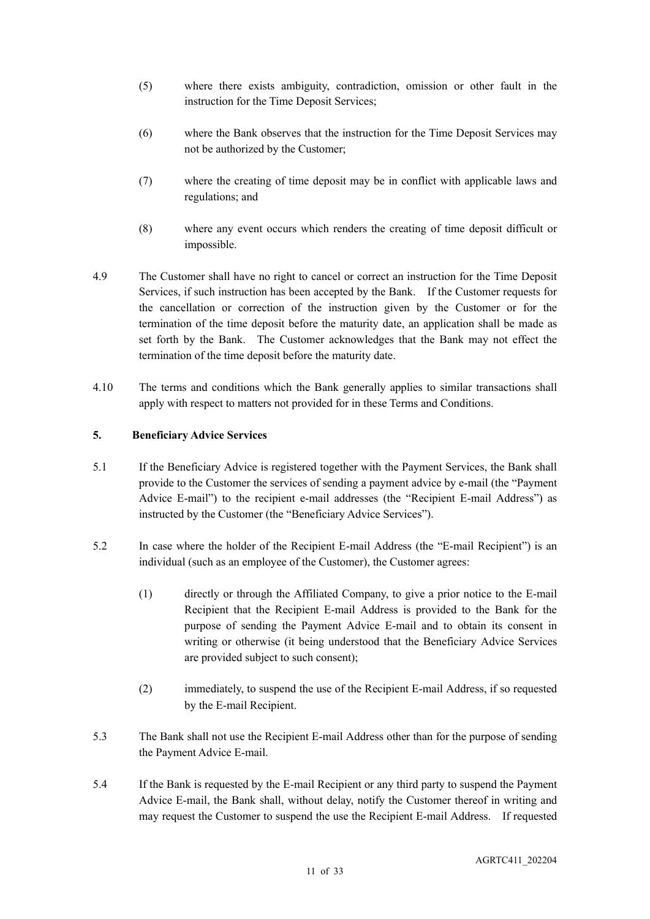(5) where there exists ambiguity, contradiction, omission or other fault in the instruction for the Time Deposit Services;

(6) where the Bank observes that the instruction for the Time Deposit Services may not be authorized by the Customer;

(7) where the creating of time deposit may be in conflict with applicable laws and regulations; and

(8) where any event occurs which renders the creating of time deposit difficult or impossible.

4.9 The Customer shall have no right to cancel or correct an instruction for the Time Deposit Services, if such instruction has been accepted by the Bank. If the Customer requests for the cancellation or correction of the instruction given by the Customer or for the termination of the time deposit before the maturity date, an application shall be made as set forth by the Bank. The Customer acknowledges that the Bank may not effect the termination of the time deposit before the maturity date.

4.10 The terms and conditions which the Bank generally applies to similar transactions shall apply with respect to matters not provided for in these Terms and Conditions.

## 5. Beneficiary Advice Services

5.1 If the Beneficiary Advice is registered together with the Payment Services, the Bank shall provide to the Customer the services of sending a payment advice by e-mail (the "Payment Advice E-mail") to the recipient e-mail addresses (the "Recipient E-mail Address") as instructed by the Customer (the "Beneficiary Advice Services").

5.2 In case where the holder of the Recipient E-mail Address (the "E-mail Recipient") is an individual (such as an employee of the Customer), the Customer agrees:

(1) directly or through the Affiliated Company, to give a prior notice to the E-mail Recipient that the Recipient E-mail Address is provided to the Bank for the purpose of sending the Payment Advice E-mail and to obtain its consent in writing or otherwise (it being understood that the Beneficiary Advice Services are provided subject to such consent);

(2) immediately, to suspend the use of the Recipient E-mail Address, if so requested by the E-mail Recipient.

5.3 The Bank shall not use the Recipient E-mail Address other than for the purpose of sending the Payment Advice E-mail.

5.4 If the Bank is requested by the E-mail Recipient or any third party to suspend the Payment Advice E-mail, the Bank shall, without delay, notify the Customer thereof in writing and may request the Customer to suspend the use the Recipient E-mail Address. If requested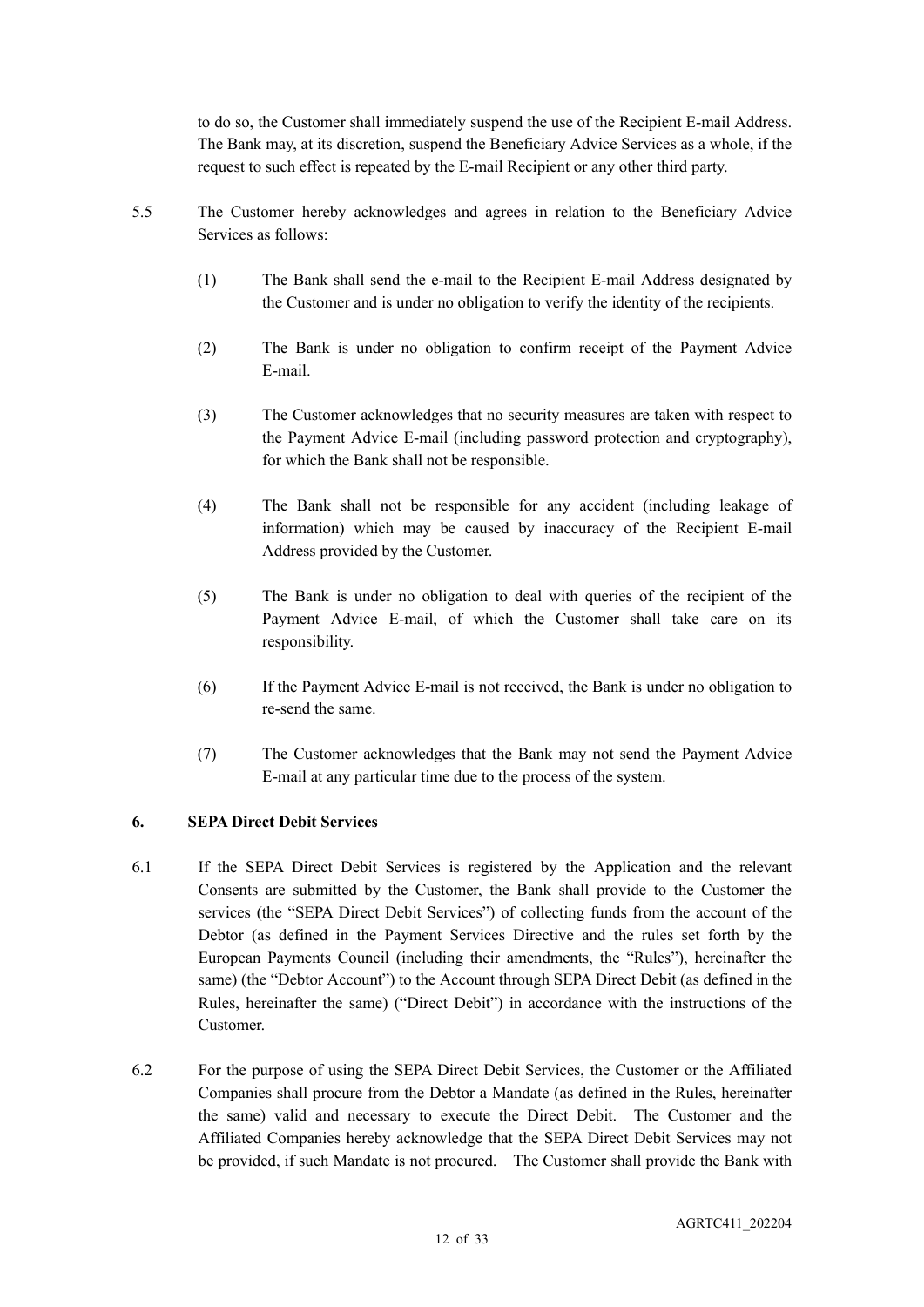to do so, the Customer shall immediately suspend the use of the Recipient E-mail Address. The Bank may, at its discretion, suspend the Beneficiary Advice Services as a whole, if the request to such effect is repeated by the E-mail Recipient or any other third party.

5.5 The Customer hereby acknowledges and agrees in relation to the Beneficiary Advice Services as follows:

(1) The Bank shall send the e-mail to the Recipient E-mail Address designated by the Customer and is under no obligation to verify the identity of the recipients.

(2) The Bank is under no obligation to confirm receipt of the Payment Advice E-mail.

(3) The Customer acknowledges that no security measures are taken with respect to the Payment Advice E-mail (including password protection and cryptography), for which the Bank shall not be responsible.

(4) The Bank shall not be responsible for any accident (including leakage of information) which may be caused by inaccuracy of the Recipient E-mail Address provided by the Customer.

(5) The Bank is under no obligation to deal with queries of the recipient of the Payment Advice E-mail, of which the Customer shall take care on its responsibility.

(6) If the Payment Advice E-mail is not received, the Bank is under no obligation to re-send the same.

(7) The Customer acknowledges that the Bank may not send the Payment Advice E-mail at any particular time due to the process of the system.

## 6. SEPA Direct Debit Services

6.1 If the SEPA Direct Debit Services is registered by the Application and the relevant Consents are submitted by the Customer, the Bank shall provide to the Customer the services (the "SEPA Direct Debit Services") of collecting funds from the account of the Debtor (as defined in the Payment Services Directive and the rules set forth by the European Payments Council (including their amendments, the "Rules"), hereinafter the same) (the "Debtor Account") to the Account through SEPA Direct Debit (as defined in the Rules, hereinafter the same) ("Direct Debit") in accordance with the instructions of the Customer.

6.2 For the purpose of using the SEPA Direct Debit Services, the Customer or the Affiliated Companies shall procure from the Debtor a Mandate (as defined in the Rules, hereinafter the same) valid and necessary to execute the Direct Debit. The Customer and the Affiliated Companies hereby acknowledge that the SEPA Direct Debit Services may not be provided, if such Mandate is not procured. The Customer shall provide the Bank with

AGRTC411_202204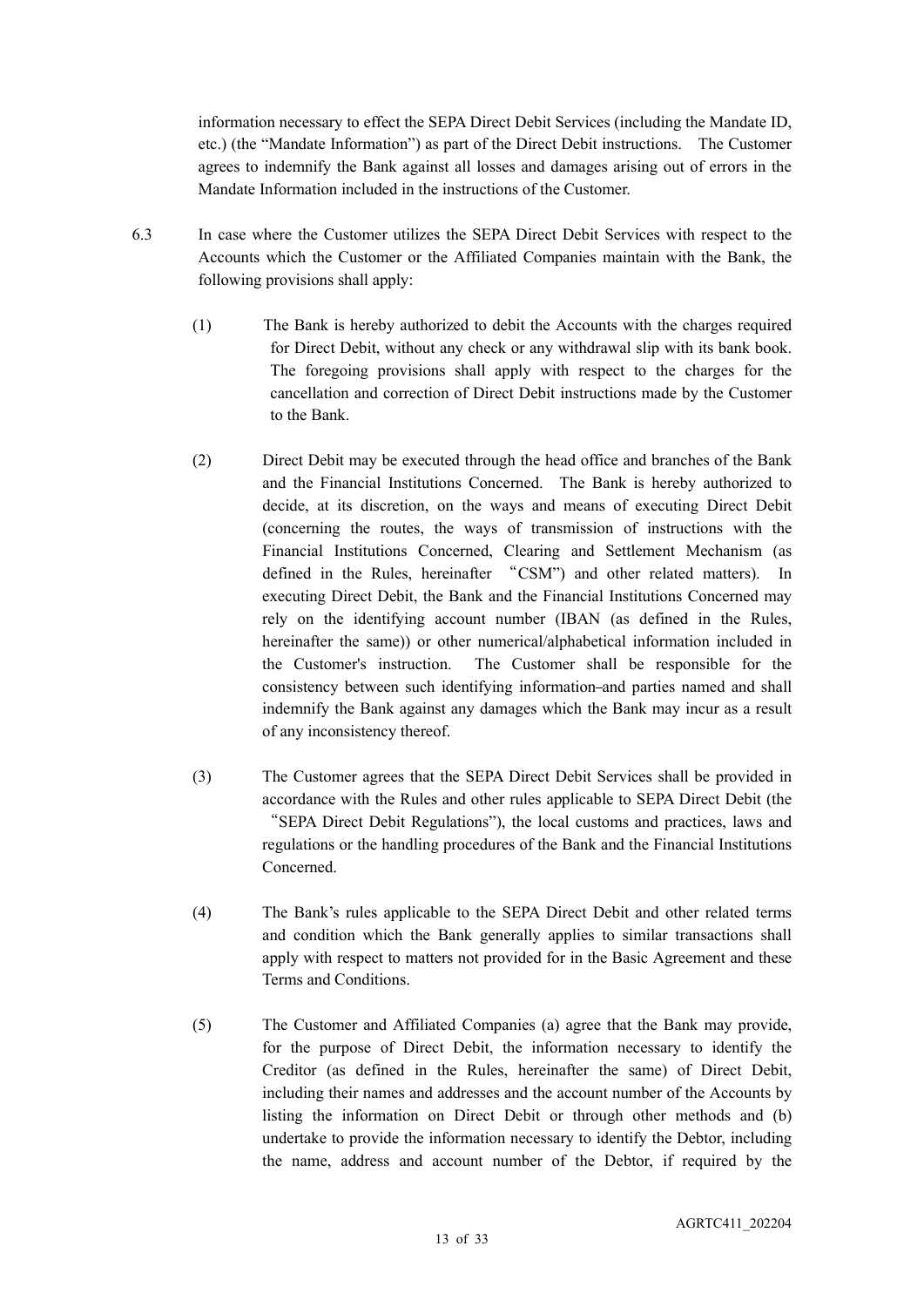information necessary to effect the SEPA Direct Debit Services (including the Mandate ID, etc.) (the "Mandate Information") as part of the Direct Debit instructions. The Customer agrees to indemnify the Bank against all losses and damages arising out of errors in the Mandate Information included in the instructions of the Customer.

6.3 In case where the Customer utilizes the SEPA Direct Debit Services with respect to the Accounts which the Customer or the Affiliated Companies maintain with the Bank, the following provisions shall apply:

(1) The Bank is hereby authorized to debit the Accounts with the charges required for Direct Debit, without any check or any withdrawal slip with its bank book. The foregoing provisions shall apply with respect to the charges for the cancellation and correction of Direct Debit instructions made by the Customer to the Bank.

(2) Direct Debit may be executed through the head office and branches of the Bank and the Financial Institutions Concerned. The Bank is hereby authorized to decide, at its discretion, on the ways and means of executing Direct Debit (concerning the routes, the ways of transmission of instructions with the Financial Institutions Concerned, Clearing and Settlement Mechanism (as defined in the Rules, hereinafter "CSM") and other related matters). In executing Direct Debit, the Bank and the Financial Institutions Concerned may rely on the identifying account number (IBAN (as defined in the Rules, hereinafter the same)) or other numerical/alphabetical information included in the Customer's instruction. The Customer shall be responsible for the consistency between such identifying information and parties named and shall indemnify the Bank against any damages which the Bank may incur as a result of any inconsistency thereof.

(3) The Customer agrees that the SEPA Direct Debit Services shall be provided in accordance with the Rules and other rules applicable to SEPA Direct Debit (the "SEPA Direct Debit Regulations"), the local customs and practices, laws and regulations or the handling procedures of the Bank and the Financial Institutions Concerned.

(4) The Bank's rules applicable to the SEPA Direct Debit and other related terms and condition which the Bank generally applies to similar transactions shall apply with respect to matters not provided for in the Basic Agreement and these Terms and Conditions.

(5) The Customer and Affiliated Companies (a) agree that the Bank may provide, for the purpose of Direct Debit, the information necessary to identify the Creditor (as defined in the Rules, hereinafter the same) of Direct Debit, including their names and addresses and the account number of the Accounts by listing the information on Direct Debit or through other methods and (b) undertake to provide the information necessary to identify the Debtor, including the name, address and account number of the Debtor, if required by the

AGRTC411_202204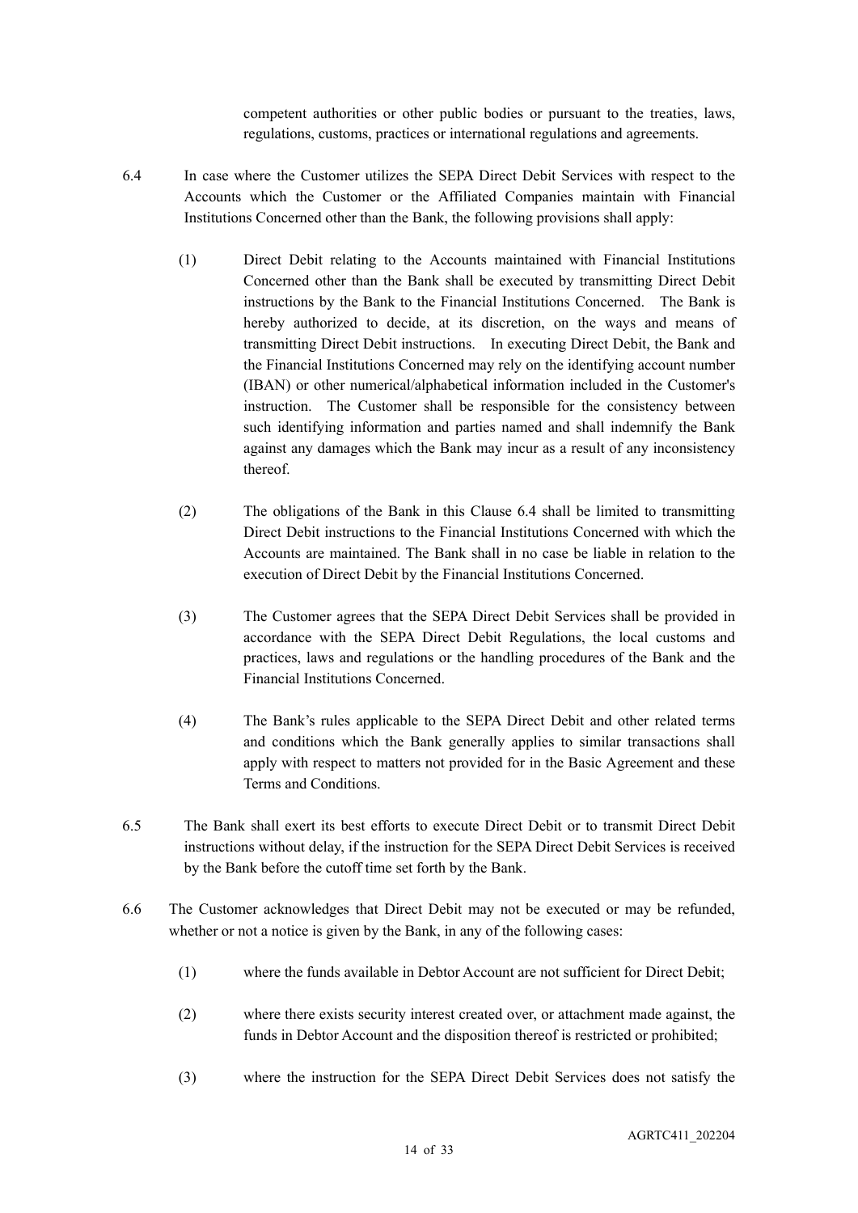competent authorities or other public bodies or pursuant to the treaties, laws, regulations, customs, practices or international regulations and agreements.

6.4 In case where the Customer utilizes the SEPA Direct Debit Services with respect to the Accounts which the Customer or the Affiliated Companies maintain with Financial Institutions Concerned other than the Bank, the following provisions shall apply:

(1) Direct Debit relating to the Accounts maintained with Financial Institutions Concerned other than the Bank shall be executed by transmitting Direct Debit instructions by the Bank to the Financial Institutions Concerned. The Bank is hereby authorized to decide, at its discretion, on the ways and means of transmitting Direct Debit instructions. In executing Direct Debit, the Bank and the Financial Institutions Concerned may rely on the identifying account number (IBAN) or other numerical/alphabetical information included in the Customer's instruction. The Customer shall be responsible for the consistency between such identifying information and parties named and shall indemnify the Bank against any damages which the Bank may incur as a result of any inconsistency thereof.

(2) The obligations of the Bank in this Clause 6.4 shall be limited to transmitting Direct Debit instructions to the Financial Institutions Concerned with which the Accounts are maintained. The Bank shall in no case be liable in relation to the execution of Direct Debit by the Financial Institutions Concerned.

(3) The Customer agrees that the SEPA Direct Debit Services shall be provided in accordance with the SEPA Direct Debit Regulations, the local customs and practices, laws and regulations or the handling procedures of the Bank and the Financial Institutions Concerned.

(4) The Bank's rules applicable to the SEPA Direct Debit and other related terms and conditions which the Bank generally applies to similar transactions shall apply with respect to matters not provided for in the Basic Agreement and these Terms and Conditions.

6.5 The Bank shall exert its best efforts to execute Direct Debit or to transmit Direct Debit instructions without delay, if the instruction for the SEPA Direct Debit Services is received by the Bank before the cutoff time set forth by the Bank.

6.6 The Customer acknowledges that Direct Debit may not be executed or may be refunded, whether or not a notice is given by the Bank, in any of the following cases:

(1) where the funds available in Debtor Account are not sufficient for Direct Debit;

(2) where there exists security interest created over, or attachment made against, the funds in Debtor Account and the disposition thereof is restricted or prohibited;

(3) where the instruction for the SEPA Direct Debit Services does not satisfy the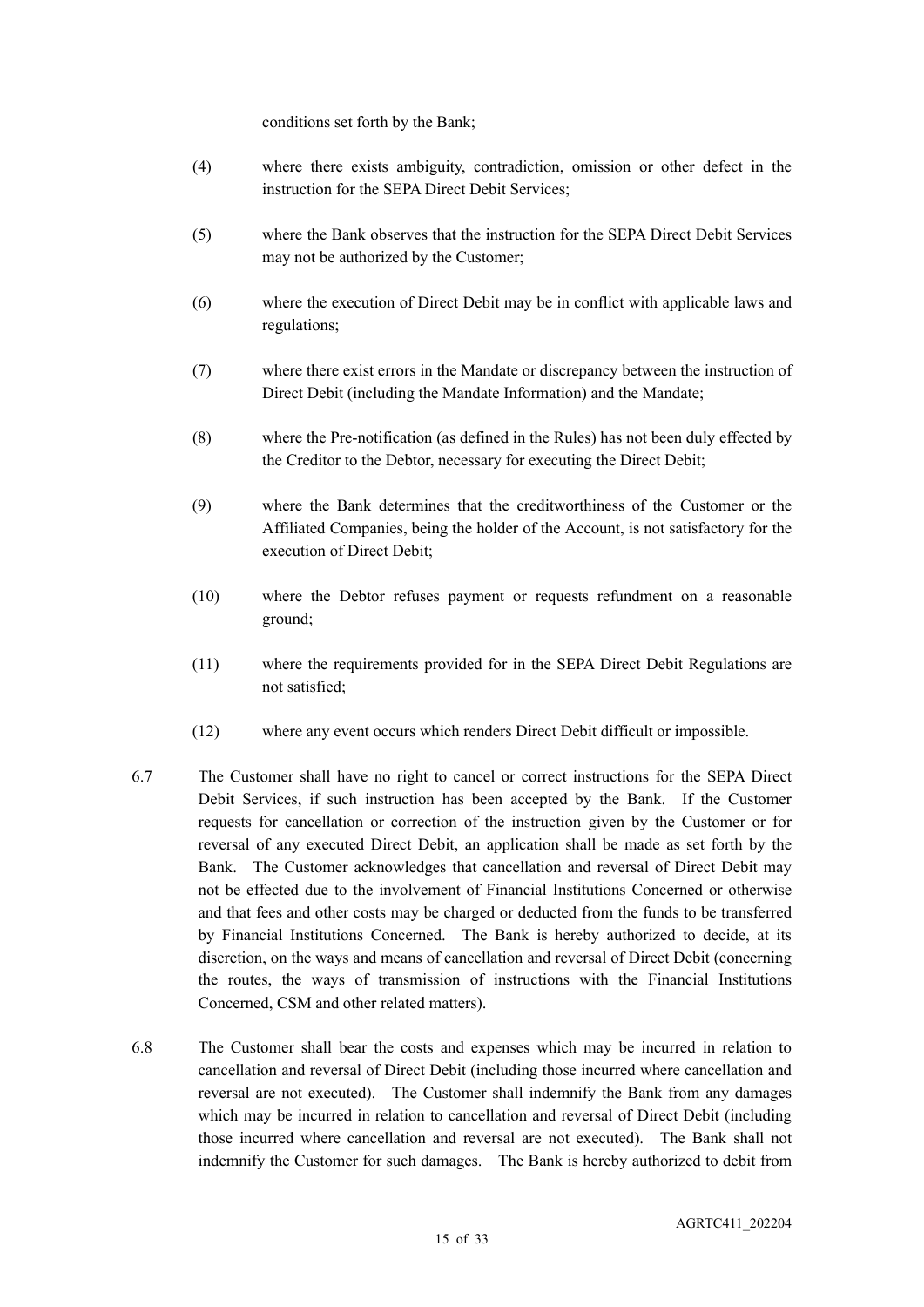conditions set forth by the Bank;

(4) where there exists ambiguity, contradiction, omission or other defect in the instruction for the SEPA Direct Debit Services;

(5) where the Bank observes that the instruction for the SEPA Direct Debit Services may not be authorized by the Customer;

(6) where the execution of Direct Debit may be in conflict with applicable laws and regulations;

(7) where there exist errors in the Mandate or discrepancy between the instruction of Direct Debit (including the Mandate Information) and the Mandate;

(8) where the Pre-notification (as defined in the Rules) has not been duly effected by the Creditor to the Debtor, necessary for executing the Direct Debit;

(9) where the Bank determines that the creditworthiness of the Customer or the Affiliated Companies, being the holder of the Account, is not satisfactory for the execution of Direct Debit;

(10) where the Debtor refuses payment or requests refundment on a reasonable ground;

(11) where the requirements provided for in the SEPA Direct Debit Regulations are not satisfied;

(12) where any event occurs which renders Direct Debit difficult or impossible.

6.7 The Customer shall have no right to cancel or correct instructions for the SEPA Direct Debit Services, if such instruction has been accepted by the Bank. If the Customer requests for cancellation or correction of the instruction given by the Customer or for reversal of any executed Direct Debit, an application shall be made as set forth by the Bank. The Customer acknowledges that cancellation and reversal of Direct Debit may not be effected due to the involvement of Financial Institutions Concerned or otherwise and that fees and other costs may be charged or deducted from the funds to be transferred by Financial Institutions Concerned. The Bank is hereby authorized to decide, at its discretion, on the ways and means of cancellation and reversal of Direct Debit (concerning the routes, the ways of transmission of instructions with the Financial Institutions Concerned, CSM and other related matters).

6.8 The Customer shall bear the costs and expenses which may be incurred in relation to cancellation and reversal of Direct Debit (including those incurred where cancellation and reversal are not executed). The Customer shall indemnify the Bank from any damages which may be incurred in relation to cancellation and reversal of Direct Debit (including those incurred where cancellation and reversal are not executed). The Bank shall not indemnify the Customer for such damages. The Bank is hereby authorized to debit from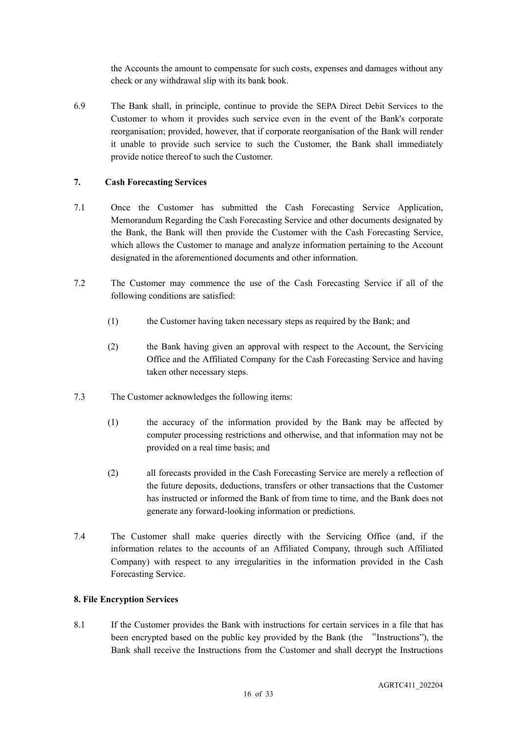the Accounts the amount to compensate for such costs, expenses and damages without any check or any withdrawal slip with its bank book.

6.9 The Bank shall, in principle, continue to provide the SEPA Direct Debit Services to the Customer to whom it provides such service even in the event of the Bank's corporate reorganisation; provided, however, that if corporate reorganisation of the Bank will render it unable to provide such service to such the Customer, the Bank shall immediately provide notice thereof to such the Customer.

## 7. Cash Forecasting Services

7.1 Once the Customer has submitted the Cash Forecasting Service Application, Memorandum Regarding the Cash Forecasting Service and other documents designated by the Bank, the Bank will then provide the Customer with the Cash Forecasting Service, which allows the Customer to manage and analyze information pertaining to the Account designated in the aforementioned documents and other information.

7.2 The Customer may commence the use of the Cash Forecasting Service if all of the following conditions are satisfied:

(1) the Customer having taken necessary steps as required by the Bank; and

(2) the Bank having given an approval with respect to the Account, the Servicing Office and the Affiliated Company for the Cash Forecasting Service and having taken other necessary steps.

7.3 The Customer acknowledges the following items:

(1) the accuracy of the information provided by the Bank may be affected by computer processing restrictions and otherwise, and that information may not be provided on a real time basis; and

(2) all forecasts provided in the Cash Forecasting Service are merely a reflection of the future deposits, deductions, transfers or other transactions that the Customer has instructed or informed the Bank of from time to time, and the Bank does not generate any forward-looking information or predictions.

7.4 The Customer shall make queries directly with the Servicing Office (and, if the information relates to the accounts of an Affiliated Company, through such Affiliated Company) with respect to any irregularities in the information provided in the Cash Forecasting Service.

## 8. File Encryption Services

8.1 If the Customer provides the Bank with instructions for certain services in a file that has been encrypted based on the public key provided by the Bank (the "Instructions"), the Bank shall receive the Instructions from the Customer and shall decrypt the Instructions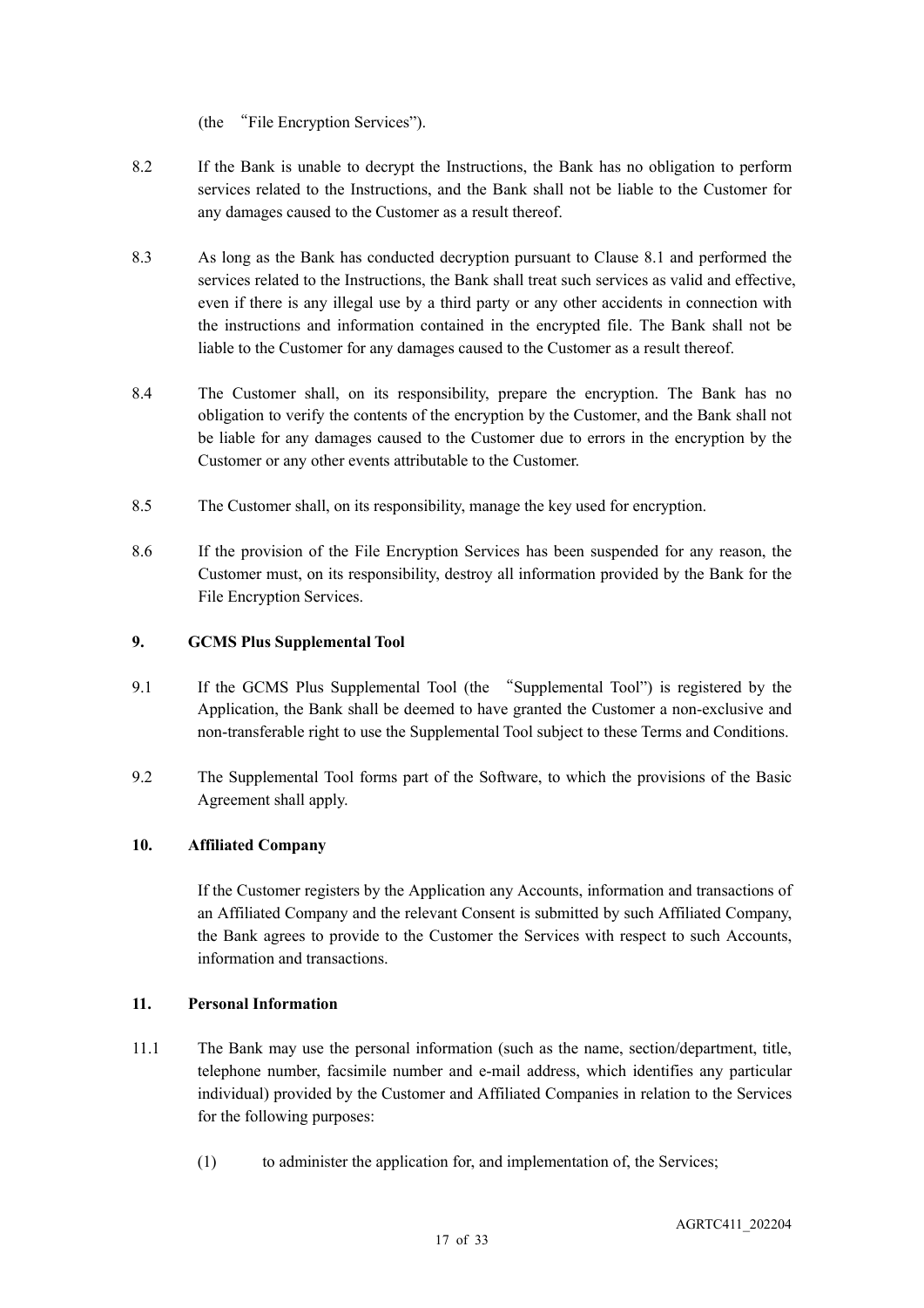(the "File Encryption Services").

8.2 If the Bank is unable to decrypt the Instructions, the Bank has no obligation to perform services related to the Instructions, and the Bank shall not be liable to the Customer for any damages caused to the Customer as a result thereof.

8.3 As long as the Bank has conducted decryption pursuant to Clause 8.1 and performed the services related to the Instructions, the Bank shall treat such services as valid and effective, even if there is any illegal use by a third party or any other accidents in connection with the instructions and information contained in the encrypted file. The Bank shall not be liable to the Customer for any damages caused to the Customer as a result thereof.

8.4 The Customer shall, on its responsibility, prepare the encryption. The Bank has no obligation to verify the contents of the encryption by the Customer, and the Bank shall not be liable for any damages caused to the Customer due to errors in the encryption by the Customer or any other events attributable to the Customer.

8.5 The Customer shall, on its responsibility, manage the key used for encryption.

8.6 If the provision of the File Encryption Services has been suspended for any reason, the Customer must, on its responsibility, destroy all information provided by the Bank for the File Encryption Services.

**9. GCMS Plus Supplemental Tool**

9.1 If the GCMS Plus Supplemental Tool (the "Supplemental Tool") is registered by the Application, the Bank shall be deemed to have granted the Customer a non-exclusive and non-transferable right to use the Supplemental Tool subject to these Terms and Conditions.

9.2 The Supplemental Tool forms part of the Software, to which the provisions of the Basic Agreement shall apply.

**10. Affiliated Company**

If the Customer registers by the Application any Accounts, information and transactions of an Affiliated Company and the relevant Consent is submitted by such Affiliated Company, the Bank agrees to provide to the Customer the Services with respect to such Accounts, information and transactions.

**11. Personal Information**

11.1 The Bank may use the personal information (such as the name, section/department, title, telephone number, facsimile number and e-mail address, which identifies any particular individual) provided by the Customer and Affiliated Companies in relation to the Services for the following purposes:

(1) to administer the application for, and implementation of, the Services;

AGRTC411_202204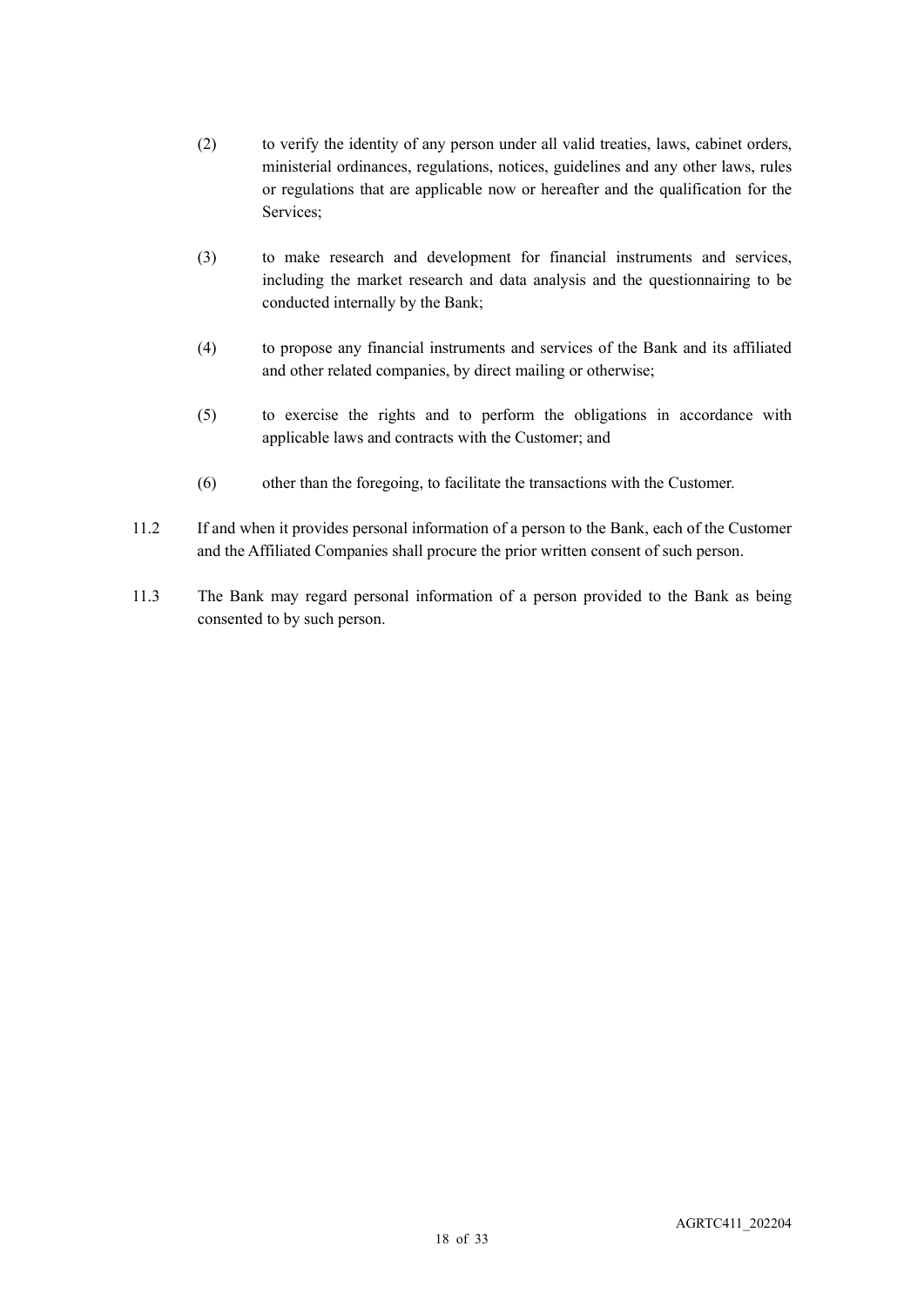(2) to verify the identity of any person under all valid treaties, laws, cabinet orders, ministerial ordinances, regulations, notices, guidelines and any other laws, rules or regulations that are applicable now or hereafter and the qualification for the Services;

(3) to make research and development for financial instruments and services, including the market research and data analysis and the questionnairing to be conducted internally by the Bank;

(4) to propose any financial instruments and services of the Bank and its affiliated and other related companies, by direct mailing or otherwise;

(5) to exercise the rights and to perform the obligations in accordance with applicable laws and contracts with the Customer; and

(6) other than the foregoing, to facilitate the transactions with the Customer.

11.2 If and when it provides personal information of a person to the Bank, each of the Customer and the Affiliated Companies shall procure the prior written consent of such person.

11.3 The Bank may regard personal information of a person provided to the Bank as being consented to by such person.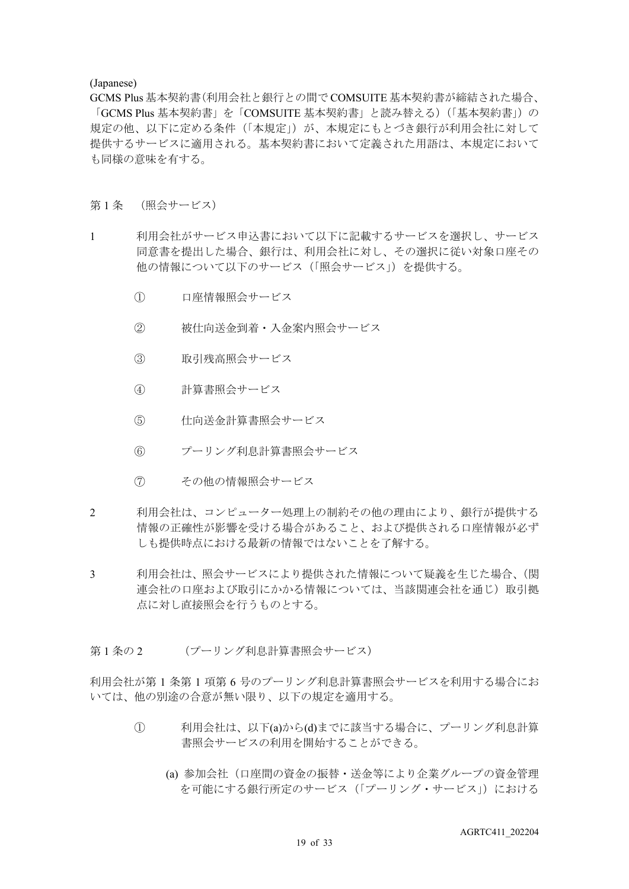(Japanese)

GCMS Plus 基本契約書（利用会社と銀行との間で COMSUITE 基本契約書が締結された場合、「GCMS Plus 基本契約書」を「COMSUITE 基本契約書」と読み替える）（「基本契約書」）の規定の他、以下に定める条件（「本規定」）が、本規定にもとづき銀行が利用会社に対して提供するサービスに適用される。基本契約書において定義された用語は、本規定においても同様の意味を有する。

第 1 条　（照会サービス）

1　利用会社がサービス申込書において以下に記載するサービスを選択し、サービス同意書を提出した場合、銀行は、利用会社に対し、その選択に従い対象口座その他の情報について以下のサービス（「照会サービス」）を提供する。

　①　口座情報照会サービス

　②　被仕向送金到着・入金案内照会サービス

　③　取引残高照会サービス

　④　計算書照会サービス

　⑤　仕向送金計算書照会サービス

　⑥　プーリング利息計算書照会サービス

　⑦　その他の情報照会サービス

2　利用会社は、コンピューター処理上の制約その他の理由により、銀行が提供する情報の正確性が影響を受ける場合があること、および提供される口座情報が必ずしも提供時点における最新の情報ではないことを了解する。

3　利用会社は、照会サービスにより提供された情報について疑義を生じた場合、（関連会社の口座および取引にかかる情報については、当該関連会社を通じ）取引拠点に対し直接照会を行うものとする。

第 1 条の 2　（プーリング利息計算書照会サービス）

利用会社が第 1 条第 1 項第 6 号のプーリング利息計算書照会サービスを利用する場合においては、他の別途の合意が無い限り、以下の規定を適用する。

　①　利用会社は、以下(a)から(d)までに該当する場合に、プーリング利息計算書照会サービスの利用を開始することができる。

　　(a) 参加会社（口座間の資金の振替・送金等により企業グループの資金管理を可能にする銀行所定のサービス（「プーリング・サービス」）における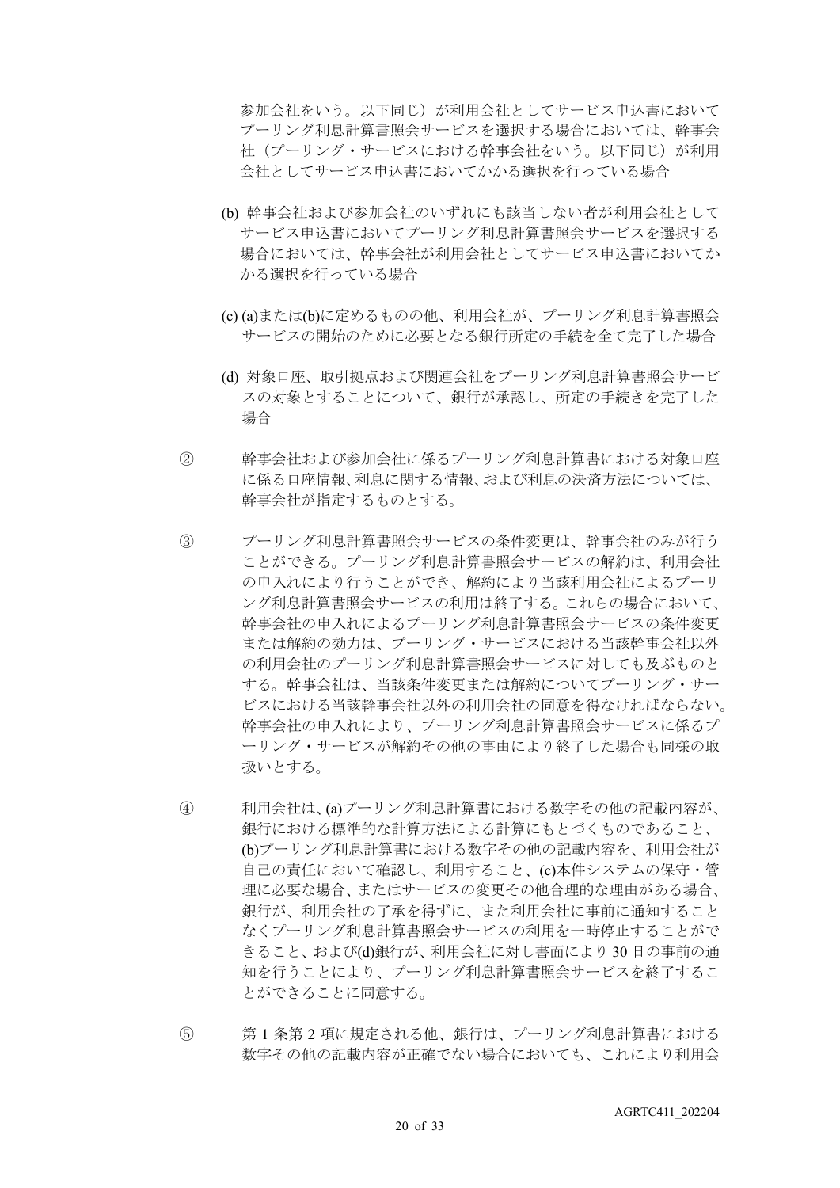参加会社をいう。以下同じ）が利用会社としてサービス申込書においてプーリング利息計算書照会サービスを選択する場合においては、幹事会社（プーリング・サービスにおける幹事会社をいう。以下同じ）が利用会社としてサービス申込書においてかかる選択を行っている場合

(b) 幹事会社および参加会社のいずれにも該当しない者が利用会社としてサービス申込書においてプーリング利息計算書照会サービスを選択する場合においては、幹事会社が利用会社としてサービス申込書においてかかる選択を行っている場合

(c) (a)または(b)に定めるものの他、利用会社が、プーリング利息計算書照会サービスの開始のために必要となる銀行所定の手続を全て完了した場合

(d) 対象口座、取引拠点および関連会社をプーリング利息計算書照会サービスの対象とすることについて、銀行が承認し、所定の手続きを完了した場合

② 幹事会社および参加会社に係るプーリング利息計算書における対象口座に係る口座情報、利息に関する情報、および利息の決済方法については、幹事会社が指定するものとする。

③ プーリング利息計算書照会サービスの条件変更は、幹事会社のみが行うことができる。プーリング利息計算書照会サービスの解約は、利用会社の申入れにより行うことができ、解約により当該利用会社によるプーリング利息計算書照会サービスの利用は終了する。これらの場合において、幹事会社の申入れによるプーリング利息計算書照会サービスの条件変更または解約の効力は、プーリング・サービスにおける当該幹事会社以外の利用会社のプーリング利息計算書照会サービスに対しても及ぶものとする。幹事会社は、当該条件変更または解約についてプーリング・サービスにおける当該幹事会社以外の利用会社の同意を得なければならない。幹事会社の申入れにより、プーリング利息計算書照会サービスに係るプーリング・サービスが解約その他の事由により終了した場合も同様の取扱いとする。

④ 利用会社は、(a)プーリング利息計算書における数字その他の記載内容が、銀行における標準的な計算方法による計算にもとづくものであること、(b)プーリング利息計算書における数字その他の記載内容を、利用会社が自己の責任において確認し、利用すること、(c)本件システムの保守・管理に必要な場合、またはサービスの変更その他合理的な理由がある場合、銀行が、利用会社の了承を得ずに、また利用会社に事前に通知することなくプーリング利息計算書照会サービスの利用を一時停止することができること、および(d)銀行が、利用会社に対し書面により 30 日の事前の通知を行うことにより、プーリング利息計算書照会サービスを終了することができることに同意する。

⑤ 第 1 条第 2 項に規定される他、銀行は、プーリング利息計算書における数字その他の記載内容が正確でない場合においても、これにより利用会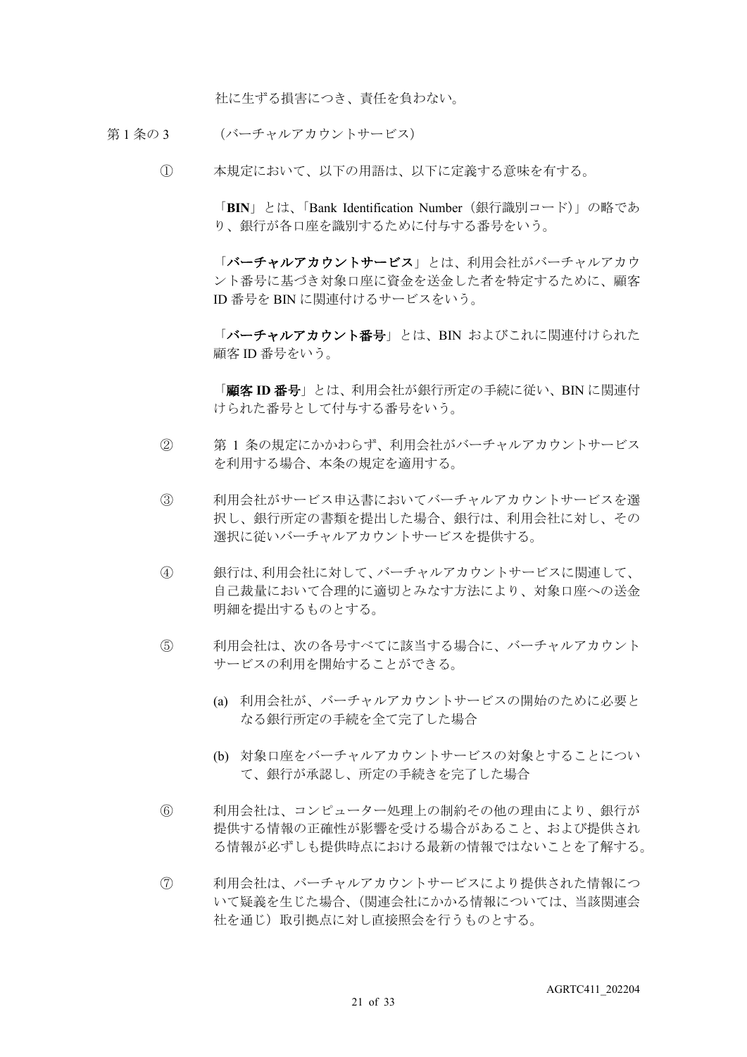社に生ずる損害につき、責任を負わない。

第 1 条の 3　（バーチャルアカウントサービス）

① 本規定において、以下の用語は、以下に定義する意味を有する。

「**BIN**」とは、「Bank Identification Number（銀行識別コード）」の略であり、銀行が各口座を識別するために付与する番号をいう。

「**バーチャルアカウントサービス**」とは、利用会社がバーチャルアカウント番号に基づき対象口座に資金を送金した者を特定するために、顧客 ID 番号を BIN に関連付けるサービスをいう。

「**バーチャルアカウント番号**」とは、BIN およびこれに関連付けられた顧客 ID 番号をいう。

「**顧客 ID 番号**」とは、利用会社が銀行所定の手続に従い、BIN に関連付けられた番号として付与する番号をいう。

② 第 1 条の規定にかかわらず、利用会社がバーチャルアカウントサービスを利用する場合、本条の規定を適用する。

③ 利用会社がサービス申込書においてバーチャルアカウントサービスを選択し、銀行所定の書類を提出した場合、銀行は、利用会社に対し、その選択に従いバーチャルアカウントサービスを提供する。

④ 銀行は、利用会社に対して、バーチャルアカウントサービスに関連して、自己裁量において合理的に適切とみなす方法により、対象口座への送金明細を提出するものとする。

⑤ 利用会社は、次の各号すべてに該当する場合に、バーチャルアカウントサービスの利用を開始することができる。

(a) 利用会社が、バーチャルアカウントサービスの開始のために必要となる銀行所定の手続を全て完了した場合

(b) 対象口座をバーチャルアカウントサービスの対象とすることについて、銀行が承認し、所定の手続きを完了した場合

⑥ 利用会社は、コンピューター処理上の制約その他の理由により、銀行が提供する情報の正確性が影響を受ける場合があること、および提供される情報が必ずしも提供時点における最新の情報ではないことを了解する。

⑦ 利用会社は、バーチャルアカウントサービスにより提供された情報について疑義を生じた場合、（関連会社にかかる情報については、当該関連会社を通じ）取引拠点に対し直接照会を行うものとする。

AGRTC411_202204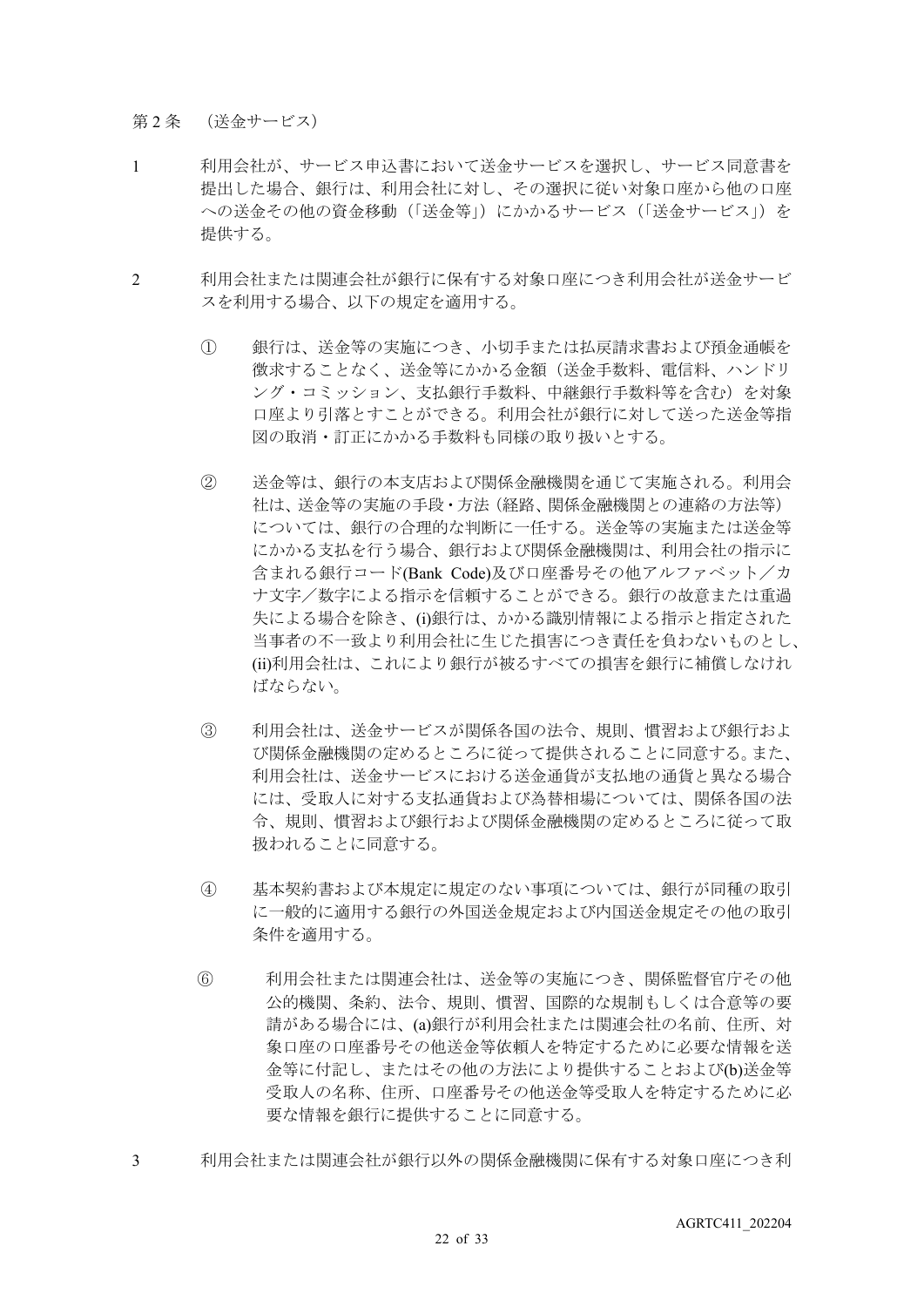第 2 条　（送金サービス）

1　利用会社が、サービス申込書において送金サービスを選択し、サービス同意書を提出した場合、銀行は、利用会社に対し、その選択に従い対象口座から他の口座への送金その他の資金移動（「送金等」）にかかるサービス（「送金サービス」）を提供する。

2　利用会社または関連会社が銀行に保有する対象口座につき利用会社が送金サービスを利用する場合、以下の規定を適用する。

①　銀行は、送金等の実施につき、小切手または払戻請求書および預金通帳を徴求することなく、送金等にかかる金額（送金手数料、電信料、ハンドリング・コミッション、支払銀行手数料、中継銀行手数料等を含む）を対象口座より引落とすことができる。利用会社が銀行に対して送った送金等指図の取消・訂正にかかる手数料も同様の取り扱いとする。

②　送金等は、銀行の本支店および関係金融機関を通じて実施される。利用会社は、送金等の実施の手段・方法（経路、関係金融機関との連絡の方法等）については、銀行の合理的な判断に一任する。送金等の実施または送金等にかかる支払を行う場合、銀行および関係金融機関は、利用会社の指示に含まれる銀行コード(Bank Code)及び口座番号その他アルファベット／カナ文字／数字による指示を信頼することができる。銀行の故意または重過失による場合を除き、(i)銀行は、かかる識別情報による指示と指定された当事者の不一致より利用会社に生じた損害につき責任を負わないものとし、(ii)利用会社は、これにより銀行が被るすべての損害を銀行に補償しなければならない。

③　利用会社は、送金サービスが関係各国の法令、規則、慣習および銀行および関係金融機関の定めるところに従って提供されることに同意する。また、利用会社は、送金サービスにおける送金通貨が支払地の通貨と異なる場合には、受取人に対する支払通貨および為替相場については、関係各国の法令、規則、慣習および銀行および関係金融機関の定めるところに従って取扱われることに同意する。

④　基本契約書および本規定に規定のない事項については、銀行が同種の取引に一般的に適用する銀行の外国送金規定および内国送金規定その他の取引条件を適用する。

⑥　利用会社または関連会社は、送金等の実施につき、関係監督官庁その他公的機関、条約、法令、規則、慣習、国際的な規制もしくは合意等の要請がある場合には、(a)銀行が利用会社または関連会社の名前、住所、対象口座の口座番号その他送金等依頼人を特定するために必要な情報を送金等に付記し、またはその他の方法により提供することおよび(b)送金等受取人の名称、住所、口座番号その他送金等受取人を特定するために必要な情報を銀行に提供することに同意する。

3　利用会社または関連会社が銀行以外の関係金融機関に保有する対象口座につき利

AGRTC411_202204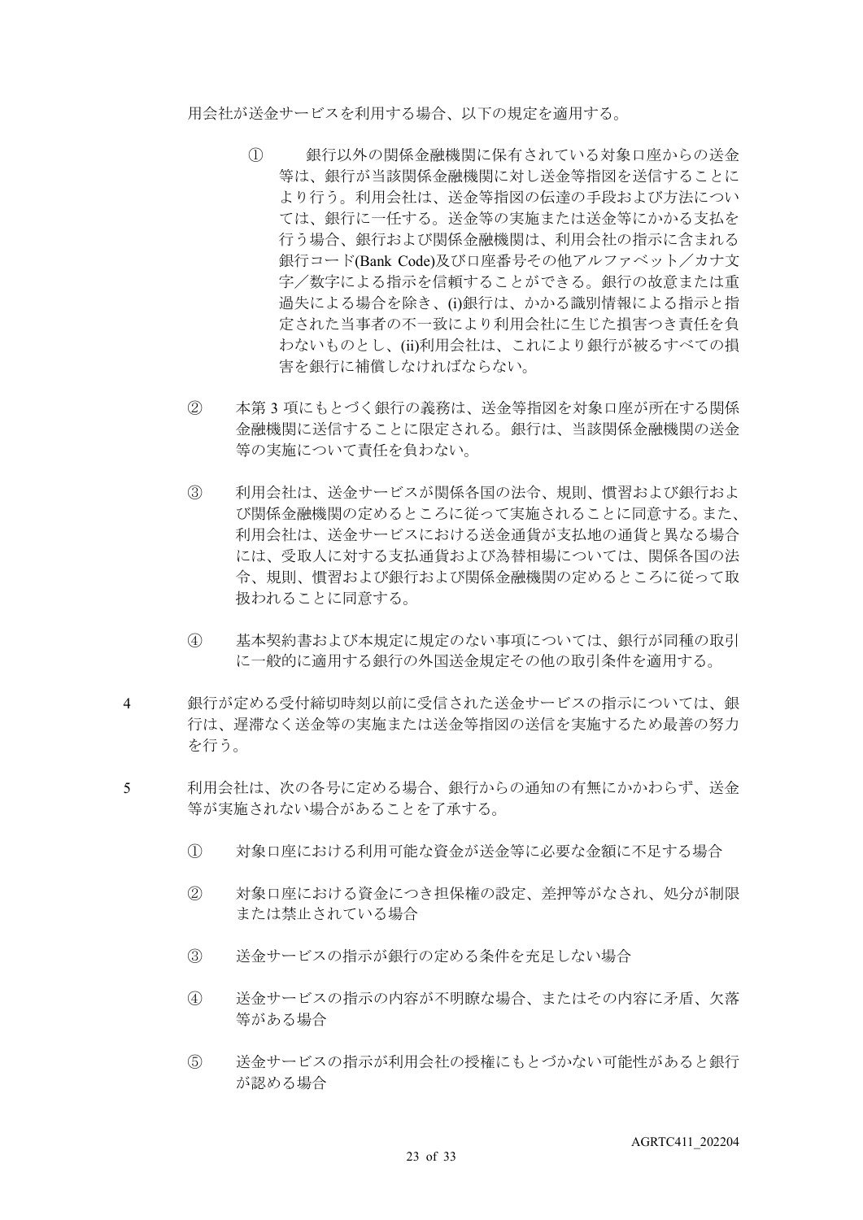用会社が送金サービスを利用する場合、以下の規定を適用する。

① 銀行以外の関係金融機関に保有されている対象口座からの送金等は、銀行が当該関係金融機関に対し送金等指図を送信することにより行う。利用会社は、送金等指図の伝達の手段および方法については、銀行に一任する。送金等の実施または送金等にかかる支払を行う場合、銀行および関係金融機関は、利用会社の指示に含まれる銀行コード(Bank Code)及び口座番号その他アルファベット／カナ文字／数字による指示を信頼することができる。銀行の故意または重過失による場合を除き、(i)銀行は、かかる識別情報による指示と指定された当事者の不一致により利用会社に生じた損害つき責任を負わないものとし、(ii)利用会社は、これにより銀行が被るすべての損害を銀行に補償しなければならない。

② 本第 3 項にもとづく銀行の義務は、送金等指図を対象口座が所在する関係金融機関に送信することに限定される。銀行は、当該関係金融機関の送金等の実施について責任を負わない。

③ 利用会社は、送金サービスが関係各国の法令、規則、慣習および銀行および関係金融機関の定めるところに従って実施されることに同意する。また、利用会社は、送金サービスにおける送金通貨が支払地の通貨と異なる場合には、受取人に対する支払通貨および為替相場については、関係各国の法令、規則、慣習および銀行および関係金融機関の定めるところに従って取扱われることに同意する。

④ 基本契約書および本規定に規定のない事項については、銀行が同種の取引に一般的に適用する銀行の外国送金規定その他の取引条件を適用する。

4 銀行が定める受付締切時刻以前に受信された送金サービスの指示については、銀行は、遅滞なく送金等の実施または送金等指図の送信を実施するため最善の努力を行う。

5 利用会社は、次の各号に定める場合、銀行からの通知の有無にかかわらず、送金等が実施されない場合があることを了承する。

① 対象口座における利用可能な資金が送金等に必要な金額に不足する場合

② 対象口座における資金につき担保権の設定、差押等がなされ、処分が制限または禁止されている場合

③ 送金サービスの指示が銀行の定める条件を充足しない場合

④ 送金サービスの指示の内容が不明瞭な場合、またはその内容に矛盾、欠落等がある場合

⑤ 送金サービスの指示が利用会社の授権にもとづかない可能性があると銀行が認める場合

AGRTC411_202204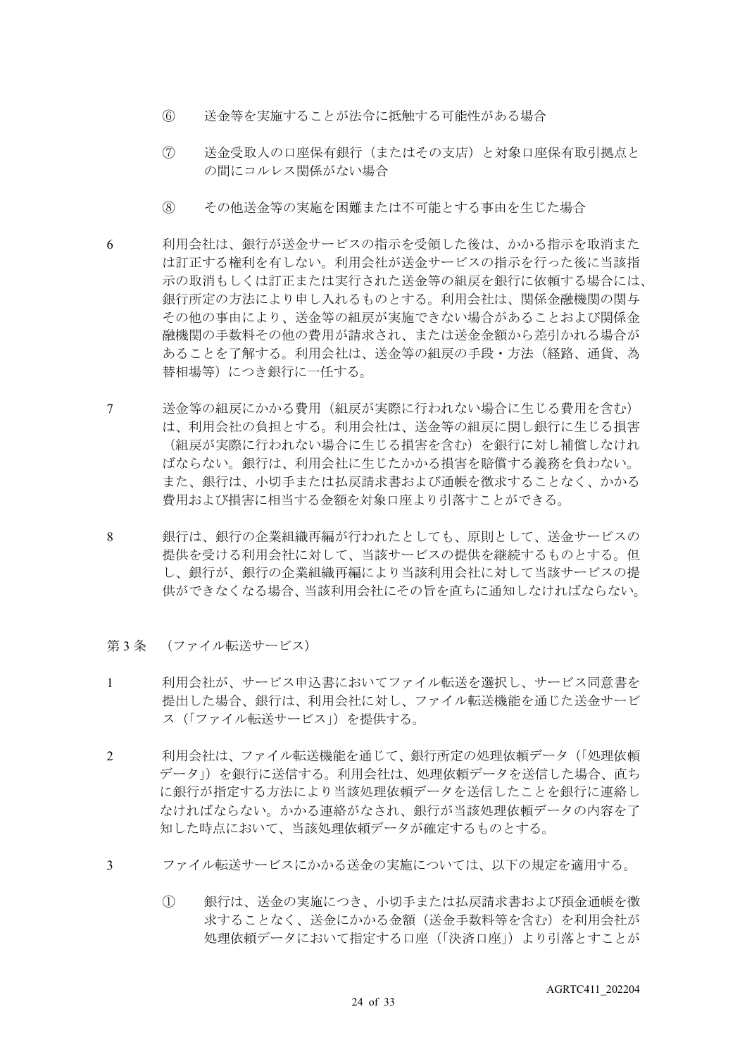⑥　送金等を実施することが法令に抵触する可能性がある場合

⑦　送金受取人の口座保有銀行（またはその支店）と対象口座保有取引拠点との間にコルレス関係がない場合

⑧　その他送金等の実施を困難または不可能とする事由を生じた場合

6　利用会社は、銀行が送金サービスの指示を受領した後は、かかる指示を取消または訂正する権利を有しない。利用会社が送金サービスの指示を行った後に当該指示の取消もしくは訂正または実行された送金等の組戻を銀行に依頼する場合には、銀行所定の方法により申し入れるものとする。利用会社は、関係金融機関の関与その他の事由により、送金等の組戻が実施できない場合があることおよび関係金融機関の手数料その他の費用が請求され、または送金金額から差引かれる場合があることを了解する。利用会社は、送金等の組戻の手段・方法（経路、通貨、為替相場等）につき銀行に一任する。

7　送金等の組戻にかかる費用（組戻が実際に行われない場合に生じる費用を含む）は、利用会社の負担とする。利用会社は、送金等の組戻に関し銀行に生じる損害（組戻が実際に行われない場合に生じる損害を含む）を銀行に対し補償しなければならない。銀行は、利用会社に生じたかかる損害を賠償する義務を負わない。また、銀行は、小切手または払戻請求書および通帳を徴求することなく、かかる費用および損害に相当する金額を対象口座より引落すことができる。

8　銀行は、銀行の企業組織再編が行われたとしても、原則として、送金サービスの提供を受ける利用会社に対して、当該サービスの提供を継続するものとする。但し、銀行が、銀行の企業組織再編により当該利用会社に対して当該サービスの提供ができなくなる場合、当該利用会社にその旨を直ちに通知しなければならない。

## 第 3 条　（ファイル転送サービス）

1　利用会社が、サービス申込書においてファイル転送を選択し、サービス同意書を提出した場合、銀行は、利用会社に対し、ファイル転送機能を通じた送金サービス（「ファイル転送サービス」）を提供する。

2　利用会社は、ファイル転送機能を通じて、銀行所定の処理依頼データ（「処理依頼データ」）を銀行に送信する。利用会社は、処理依頼データを送信した場合、直ちに銀行が指定する方法により当該処理依頼データを送信したことを銀行に連絡しなければならない。かかる連絡がなされ、銀行が当該処理依頼データの内容を了知した時点において、当該処理依頼データが確定するものとする。

3　ファイル転送サービスにかかる送金の実施については、以下の規定を適用する。

①　銀行は、送金の実施につき、小切手または払戻請求書および預金通帳を徴求することなく、送金にかかる金額（送金手数料等を含む）を利用会社が処理依頼データにおいて指定する口座（「決済口座」）より引落とすことが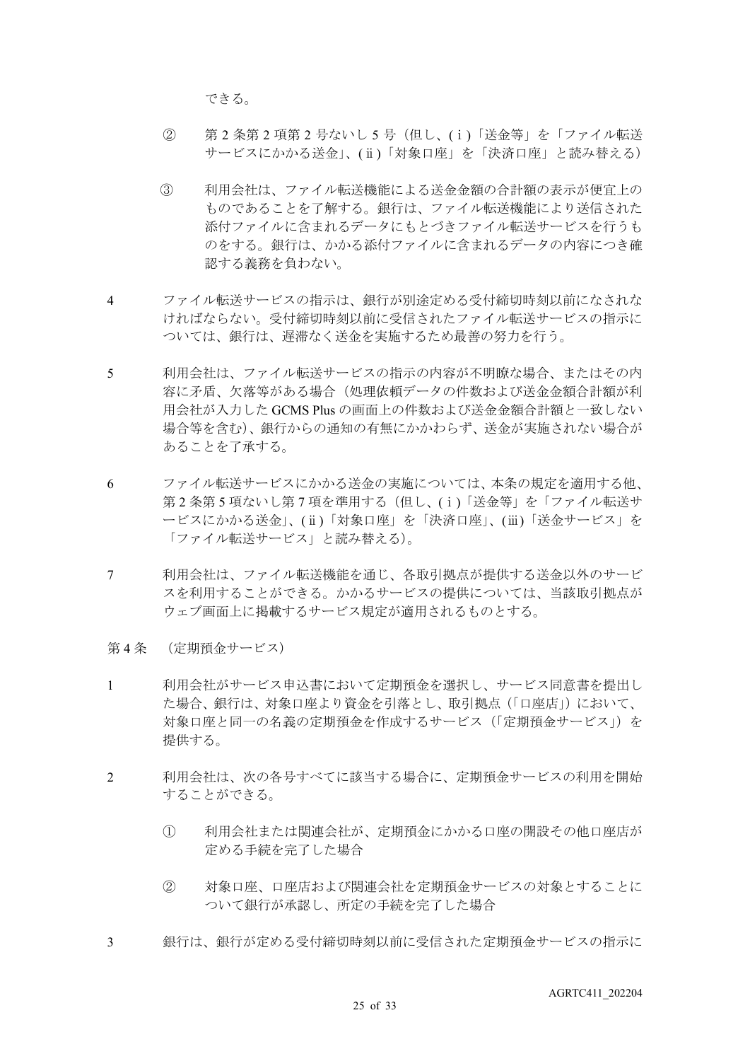できる。

② 第2条第2項第2号ないし5号（但し、(ⅰ)「送金等」を「ファイル転送サービスにかかる送金」、(ⅱ)「対象口座」を「決済口座」と読み替える）

③ 利用会社は、ファイル転送機能による送金金額の合計額の表示が便宜上のものであることを了解する。銀行は、ファイル転送機能により送信された添付ファイルに含まれるデータにもとづきファイル転送サービスを行うものをする。銀行は、かかる添付ファイルに含まれるデータの内容につき確認する義務を負わない。

4 ファイル転送サービスの指示は、銀行が別途定める受付締切時刻以前になされなければならない。受付締切時刻以前に受信されたファイル転送サービスの指示については、銀行は、遅滞なく送金を実施するため最善の努力を行う。

5 利用会社は、ファイル転送サービスの指示の内容が不明瞭な場合、またはその内容に矛盾、欠落等がある場合（処理依頼データの件数および送金金額合計額が利用会社が入力したGCMS Plusの画面上の件数および送金金額合計額と一致しない場合等を含む）、銀行からの通知の有無にかかわらず、送金が実施されない場合があることを了承する。

6 ファイル転送サービスにかかる送金の実施については、本条の規定を適用する他、第2条第5項ないし第7項を準用する（但し、(ⅰ)「送金等」を「ファイル転送サービスにかかる送金」、(ⅱ)「対象口座」を「決済口座」、(ⅲ)「送金サービス」を「ファイル転送サービス」と読み替える）。

7 利用会社は、ファイル転送機能を通じ、各取引拠点が提供する送金以外のサービスを利用することができる。かかるサービスの提供については、当該取引拠点がウェブ画面上に掲載するサービス規定が適用されるものとする。

第4条 （定期預金サービス）

1 利用会社がサービス申込書において定期預金を選択し、サービス同意書を提出した場合、銀行は、対象口座より資金を引落とし、取引拠点（「口座店」）において、対象口座と同一の名義の定期預金を作成するサービス（「定期預金サービス」）を提供する。

2 利用会社は、次の各号すべてに該当する場合に、定期預金サービスの利用を開始することができる。

① 利用会社または関連会社が、定期預金にかかる口座の開設その他口座店が定める手続を完了した場合

② 対象口座、口座店および関連会社を定期預金サービスの対象とすることについて銀行が承認し、所定の手続を完了した場合

3 銀行は、銀行が定める受付締切時刻以前に受信された定期預金サービスの指示に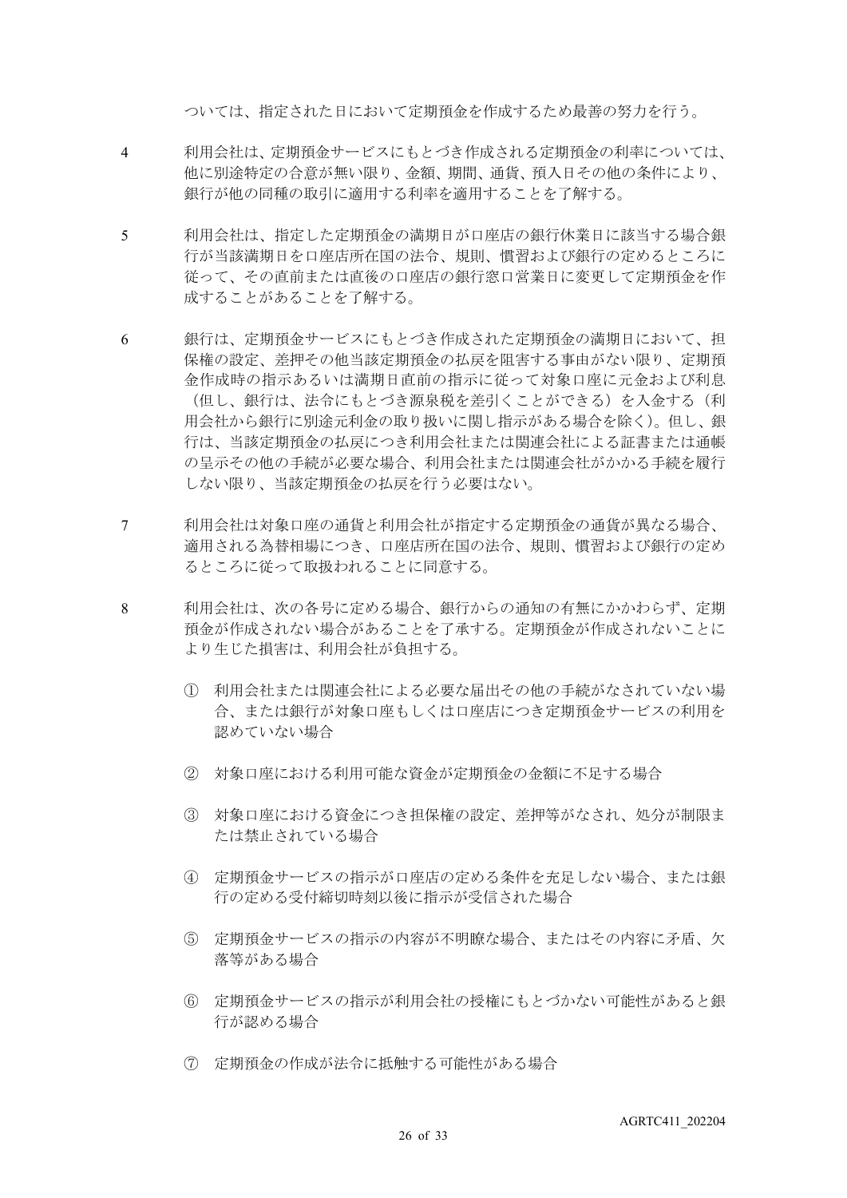ついては、指定された日において定期預金を作成するため最善の努力を行う。

4　利用会社は、定期預金サービスにもとづき作成される定期預金の利率については、他に別途特定の合意が無い限り、金額、期間、通貨、預入日その他の条件により、銀行が他の同種の取引に適用する利率を適用することを了解する。

5　利用会社は、指定した定期預金の満期日が口座店の銀行休業日に該当する場合銀行が当該満期日を口座店所在国の法令、規則、慣習および銀行の定めるところに従って、その直前または直後の口座店の銀行窓口営業日に変更して定期預金を作成することがあることを了解する。

6　銀行は、定期預金サービスにもとづき作成された定期預金の満期日において、担保権の設定、差押その他当該定期預金の払戻を阻害する事由がない限り、定期預金作成時の指示あるいは満期日直前の指示に従って対象口座に元金および利息（但し、銀行は、法令にもとづき源泉税を差引くことができる）を入金する（利用会社から銀行に別途元利金の取り扱いに関し指示がある場合を除く）。但し、銀行は、当該定期預金の払戻につき利用会社または関連会社による証書または通帳の呈示その他の手続が必要な場合、利用会社または関連会社がかかる手続を履行しない限り、当該定期預金の払戻を行う必要はない。

7　利用会社は対象口座の通貨と利用会社が指定する定期預金の通貨が異なる場合、適用される為替相場につき、口座店所在国の法令、規則、慣習および銀行の定めるところに従って取扱われることに同意する。

8　利用会社は、次の各号に定める場合、銀行からの通知の有無にかかわらず、定期預金が作成されない場合があることを了承する。定期預金が作成されないことにより生じた損害は、利用会社が負担する。

① 利用会社または関連会社による必要な届出その他の手続がなされていない場合、または銀行が対象口座もしくは口座店につき定期預金サービスの利用を認めていない場合

② 対象口座における利用可能な資金が定期預金の金額に不足する場合

③ 対象口座における資金につき担保権の設定、差押等がなされ、処分が制限または禁止されている場合

④ 定期預金サービスの指示が口座店の定める条件を充足しない場合、または銀行の定める受付締切時刻以後に指示が受信された場合

⑤ 定期預金サービスの指示の内容が不明瞭な場合、またはその内容に矛盾、欠落等がある場合

⑥ 定期預金サービスの指示が利用会社の授権にもとづかない可能性があると銀行が認める場合

⑦ 定期預金の作成が法令に抵触する可能性がある場合

AGRTC411_202204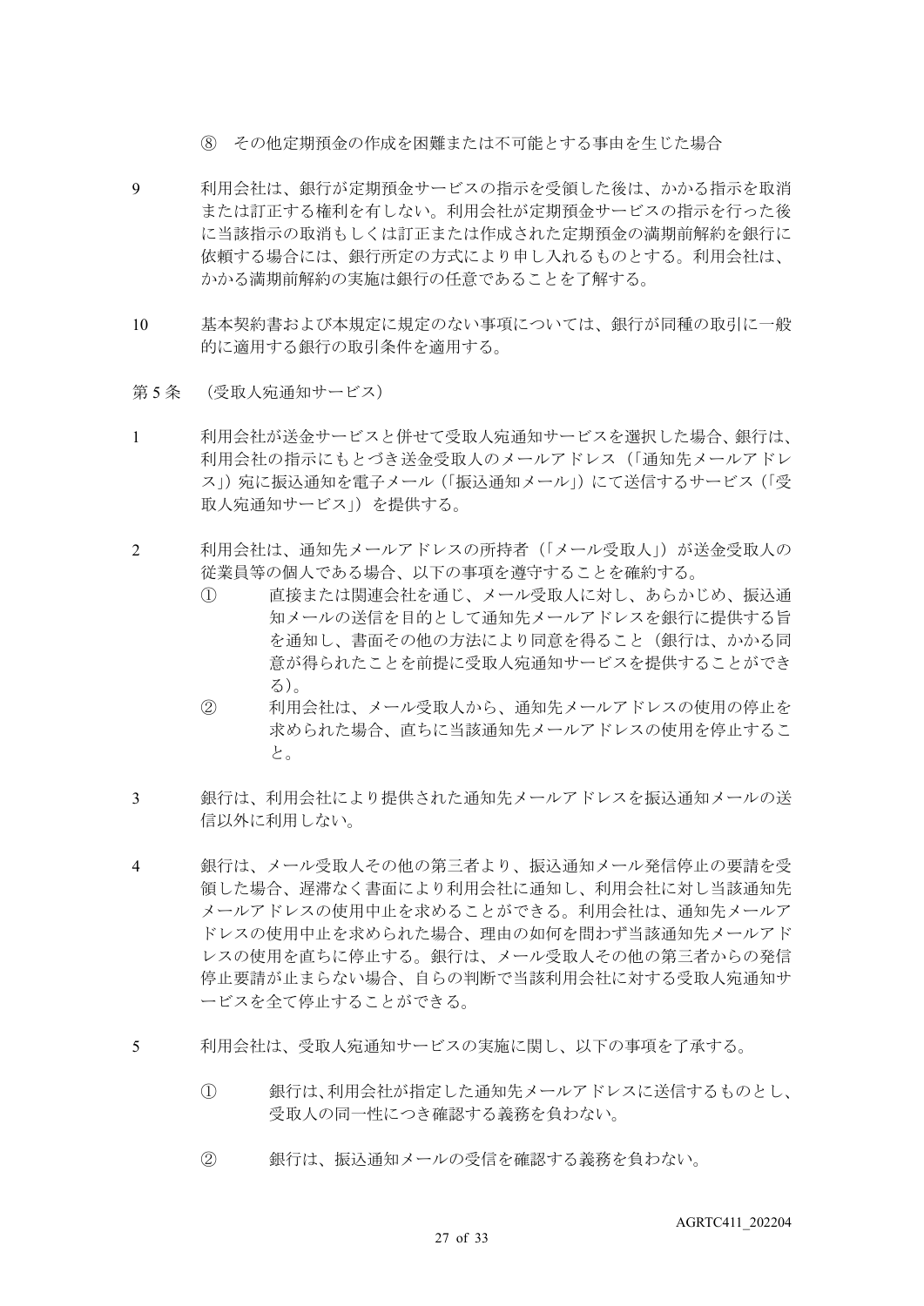⑧　その他定期預金の作成を困難または不可能とする事由を生じた場合

9　利用会社は、銀行が定期預金サービスの指示を受領した後は、かかる指示を取消または訂正する権利を有しない。利用会社が定期預金サービスの指示を行った後に当該指示の取消もしくは訂正または作成された定期預金の満期前解約を銀行に依頼する場合には、銀行所定の方式により申し入れるものとする。利用会社は、かかる満期前解約の実施は銀行の任意であることを了解する。

10　基本契約書および本規定に規定のない事項については、銀行が同種の取引に一般的に適用する銀行の取引条件を適用する。

第5条　（受取人宛通知サービス）

1　利用会社が送金サービスと併せて受取人宛通知サービスを選択した場合、銀行は、利用会社の指示にもとづき送金受取人のメールアドレス（「通知先メールアドレス」）宛に振込通知を電子メール（「振込通知メール」）にて送信するサービス（「受取人宛通知サービス」）を提供する。

2　利用会社は、通知先メールアドレスの所持者（「メール受取人」）が送金受取人の従業員等の個人である場合、以下の事項を遵守することを確約する。

①　直接または関連会社を通じ、メール受取人に対し、あらかじめ、振込通知メールの送信を目的として通知先メールアドレスを銀行に提供する旨を通知し、書面その他の方法により同意を得ること（銀行は、かかる同意が得られたことを前提に受取人宛通知サービスを提供することができる）。

②　利用会社は、メール受取人から、通知先メールアドレスの使用の停止を求められた場合、直ちに当該通知先メールアドレスの使用を停止すること。

3　銀行は、利用会社により提供された通知先メールアドレスを振込通知メールの送信以外に利用しない。

4　銀行は、メール受取人その他の第三者より、振込通知メール発信停止の要請を受領した場合、遅滞なく書面により利用会社に通知し、利用会社に対し当該通知先メールアドレスの使用中止を求めることができる。利用会社は、通知先メールアドレスの使用中止を求められた場合、理由の如何を問わず当該通知先メールアドレスの使用を直ちに停止する。銀行は、メール受取人その他の第三者からの発信停止要請が止まらない場合、自らの判断で当該利用会社に対する受取人宛通知サービスを全て停止することができる。

5　利用会社は、受取人宛通知サービスの実施に関し、以下の事項を了承する。

①　銀行は、利用会社が指定した通知先メールアドレスに送信するものとし、受取人の同一性につき確認する義務を負わない。

②　銀行は、振込通知メールの受信を確認する義務を負わない。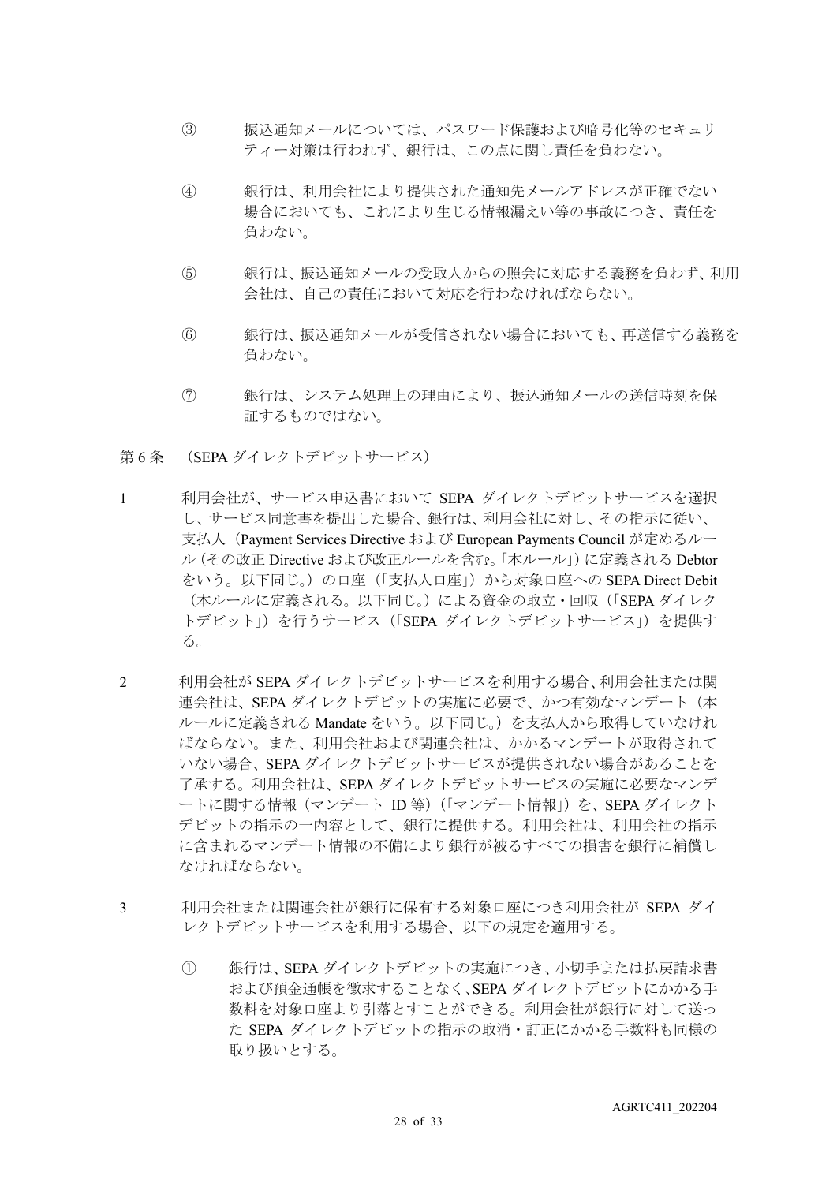③　振込通知メールについては、パスワード保護および暗号化等のセキュリティー対策は行われず、銀行は、この点に関し責任を負わない。

④　銀行は、利用会社により提供された通知先メールアドレスが正確でない場合においても、これにより生じる情報漏えい等の事故につき、責任を負わない。

⑤　銀行は、振込通知メールの受取人からの照会に対応する義務を負わず、利用会社は、自己の責任において対応を行わなければならない。

⑥　銀行は、振込通知メールが受信されない場合においても、再送信する義務を負わない。

⑦　銀行は、システム処理上の理由により、振込通知メールの送信時刻を保証するものではない。

第 6 条　（SEPA ダイレクトデビットサービス）

1　利用会社が、サービス申込書において SEPA ダイレクトデビットサービスを選択し、サービス同意書を提出した場合、銀行は、利用会社に対し、その指示に従い、支払人（Payment Services Directive および European Payments Council が定めるルール（その改正 Directive および改正ルールを含む。「本ルール」）に定義される Debtor をいう。以下同じ。）の口座（「支払人口座」）から対象口座への SEPA Direct Debit（本ルールに定義される。以下同じ。）による資金の取立・回収（「SEPA ダイレクトデビット」）を行うサービス（「SEPA ダイレクトデビットサービス」）を提供する。

2　利用会社が SEPA ダイレクトデビットサービスを利用する場合、利用会社または関連会社は、SEPA ダイレクトデビットの実施に必要で、かつ有効なマンデート（本ルールに定義される Mandate をいう。以下同じ。）を支払人から取得していなければならない。また、利用会社および関連会社は、かかるマンデートが取得されていない場合、SEPA ダイレクトデビットサービスが提供されない場合があることを了承する。利用会社は、SEPA ダイレクトデビットサービスの実施に必要なマンデートに関する情報（マンデート ID 等）（「マンデート情報」）を、SEPA ダイレクトデビットの指示の一内容として、銀行に提供する。利用会社は、利用会社の指示に含まれるマンデート情報の不備により銀行が被るすべての損害を銀行に補償しなければならない。

3　利用会社または関連会社が銀行に保有する対象口座につき利用会社が SEPA ダイレクトデビットサービスを利用する場合、以下の規定を適用する。

①　銀行は、SEPA ダイレクトデビットの実施につき、小切手または払戻請求書および預金通帳を徴求することなく、SEPA ダイレクトデビットにかかる手数料を対象口座より引落とすことができる。利用会社が銀行に対して送った SEPA ダイレクトデビットの指示の取消・訂正にかかる手数料も同様の取り扱いとする。

AGRTC411_202204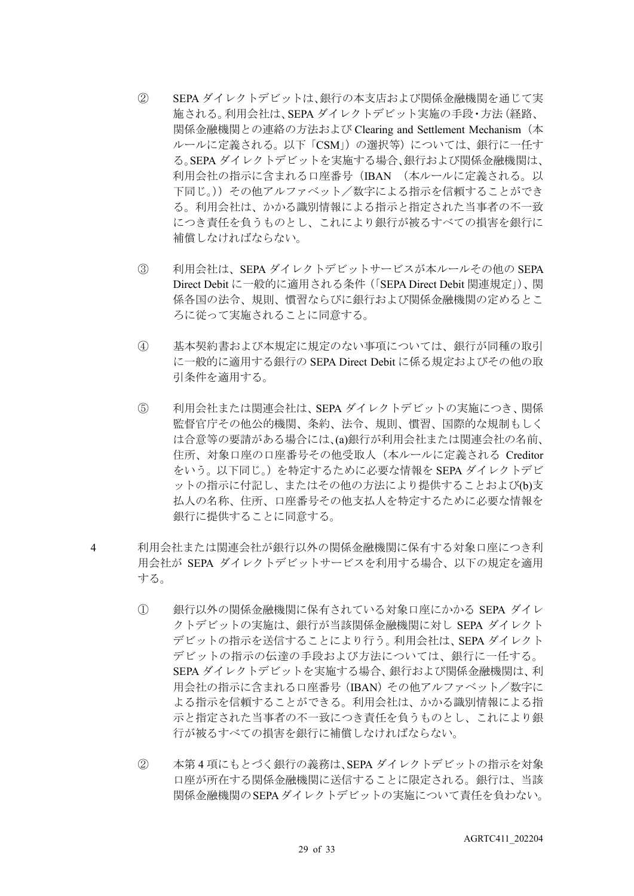② SEPA ダイレクトデビットは、銀行の本支店および関係金融機関を通じて実施される。利用会社は、SEPA ダイレクトデビット実施の手段・方法（経路、関係金融機関との連絡の方法および Clearing and Settlement Mechanism（本ルールに定義される。以下「CSM」）の選択等）については、銀行に一任する。SEPA ダイレクトデビットを実施する場合、銀行および関係金融機関は、利用会社の指示に含まれる口座番号（IBAN （本ルールに定義される。以下同じ。））その他アルファベット／数字による指示を信頼することができる。利用会社は、かかる識別情報による指示と指定された当事者の不一致につき責任を負うものとし、これにより銀行が被るすべての損害を銀行に補償しなければならない。

③ 利用会社は、SEPA ダイレクトデビットサービスが本ルールその他の SEPA Direct Debit に一般的に適用される条件（「SEPA Direct Debit 関連規定」）、関係各国の法令、規則、慣習ならびに銀行および関係金融機関の定めるところに従って実施されることに同意する。

④ 基本契約書および本規定に規定のない事項については、銀行が同種の取引に一般的に適用する銀行の SEPA Direct Debit に係る規定およびその他の取引条件を適用する。

⑤ 利用会社または関連会社は、SEPA ダイレクトデビットの実施につき、関係監督官庁その他公的機関、条約、法令、規則、慣習、国際的な規制もしくは合意等の要請がある場合には、(a)銀行が利用会社または関連会社の名前、住所、対象口座の口座番号その他受取人（本ルールに定義される Creditor をいう。以下同じ。）を特定するために必要な情報を SEPA ダイレクトデビットの指示に付記し、またはその他の方法により提供することおよび(b)支払人の名称、住所、口座番号その他支払人を特定するために必要な情報を銀行に提供することに同意する。

4 利用会社または関連会社が銀行以外の関係金融機関に保有する対象口座につき利用会社が SEPA ダイレクトデビットサービスを利用する場合、以下の規定を適用する。

① 銀行以外の関係金融機関に保有されている対象口座にかかる SEPA ダイレクトデビットの実施は、銀行が当該関係金融機関に対し SEPA ダイレクトデビットの指示を送信することにより行う。利用会社は、SEPA ダイレクトデビットの指示の伝達の手段および方法については、銀行に一任する。SEPA ダイレクトデビットを実施する場合、銀行および関係金融機関は、利用会社の指示に含まれる口座番号（IBAN）その他アルファベット／数字による指示を信頼することができる。利用会社は、かかる識別情報による指示と指定された当事者の不一致につき責任を負うものとし、これにより銀行が被るすべての損害を銀行に補償しなければならない。

② 本第 4 項にもとづく銀行の義務は、SEPA ダイレクトデビットの指示を対象口座が所在する関係金融機関に送信することに限定される。銀行は、当該関係金融機関の SEPA ダイレクトデビットの実施について責任を負わない。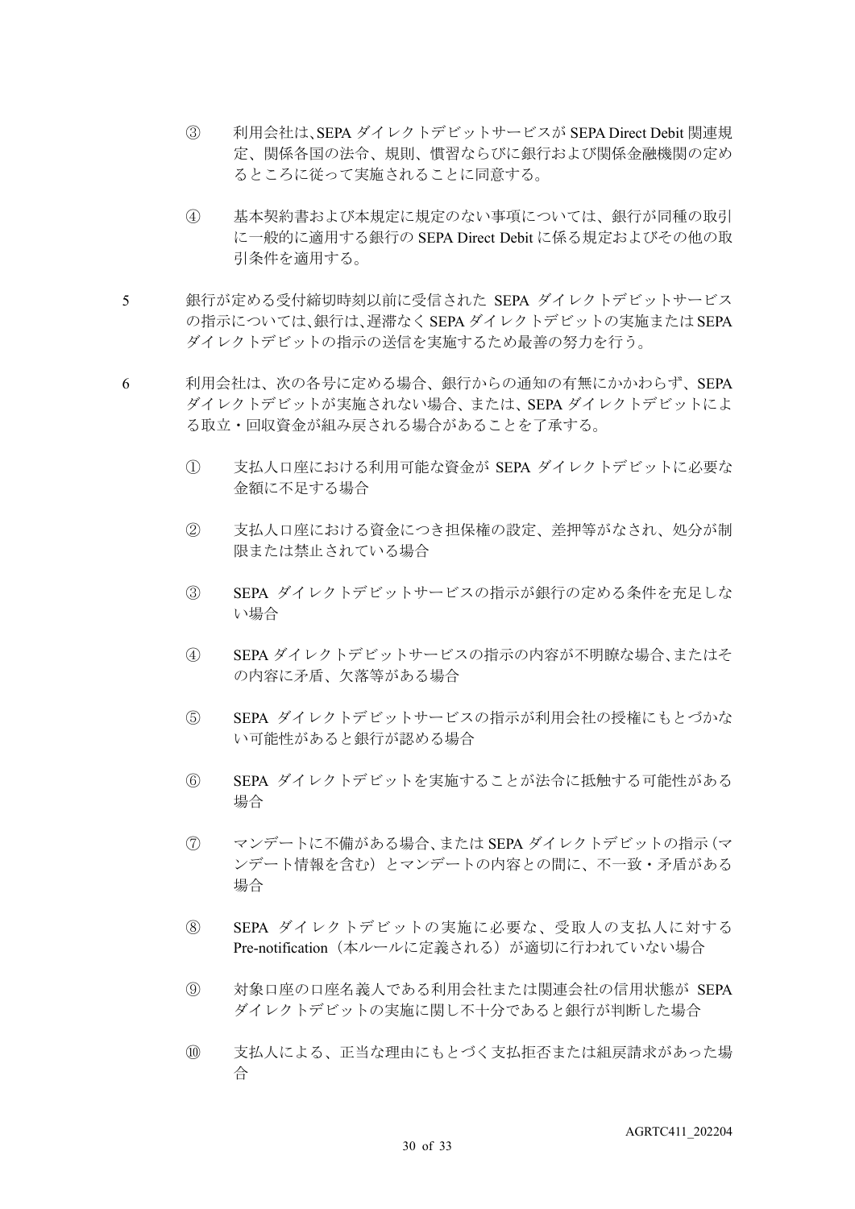③ 利用会社は、SEPA ダイレクトデビットサービスが SEPA Direct Debit 関連規定、関係各国の法令、規則、慣習ならびに銀行および関係金融機関の定めるところに従って実施されることに同意する。

④ 基本契約書および本規定に規定のない事項については、銀行が同種の取引に一般的に適用する銀行の SEPA Direct Debit に係る規定およびその他の取引条件を適用する。

5 銀行が定める受付締切時刻以前に受信された SEPA ダイレクトデビットサービスの指示については、銀行は、遅滞なく SEPA ダイレクトデビットの実施または SEPA ダイレクトデビットの指示の送信を実施するため最善の努力を行う。

6 利用会社は、次の各号に定める場合、銀行からの通知の有無にかかわらず、SEPA ダイレクトデビットが実施されない場合、または、SEPA ダイレクトデビットによる取立・回収資金が組み戻される場合があることを了承する。

① 支払人口座における利用可能な資金が SEPA ダイレクトデビットに必要な金額に不足する場合

② 支払人口座における資金につき担保権の設定、差押等がなされ、処分が制限または禁止されている場合

③ SEPA ダイレクトデビットサービスの指示が銀行の定める条件を充足しない場合

④ SEPA ダイレクトデビットサービスの指示の内容が不明瞭な場合、またはその内容に矛盾、欠落等がある場合

⑤ SEPA ダイレクトデビットサービスの指示が利用会社の授権にもとづかない可能性があると銀行が認める場合

⑥ SEPA ダイレクトデビットを実施することが法令に抵触する可能性がある場合

⑦ マンデートに不備がある場合、または SEPA ダイレクトデビットの指示（マンデート情報を含む）とマンデートの内容との間に、不一致・矛盾がある場合

⑧ SEPA ダイレクトデビットの実施に必要な、受取人の支払人に対する Pre-notification（本ルールに定義される）が適切に行われていない場合

⑨ 対象口座の口座名義人である利用会社または関連会社の信用状態が SEPA ダイレクトデビットの実施に関し不十分であると銀行が判断した場合

⑩ 支払人による、正当な理由にもとづく支払拒否または組戻請求があった場合

AGRTC411_202204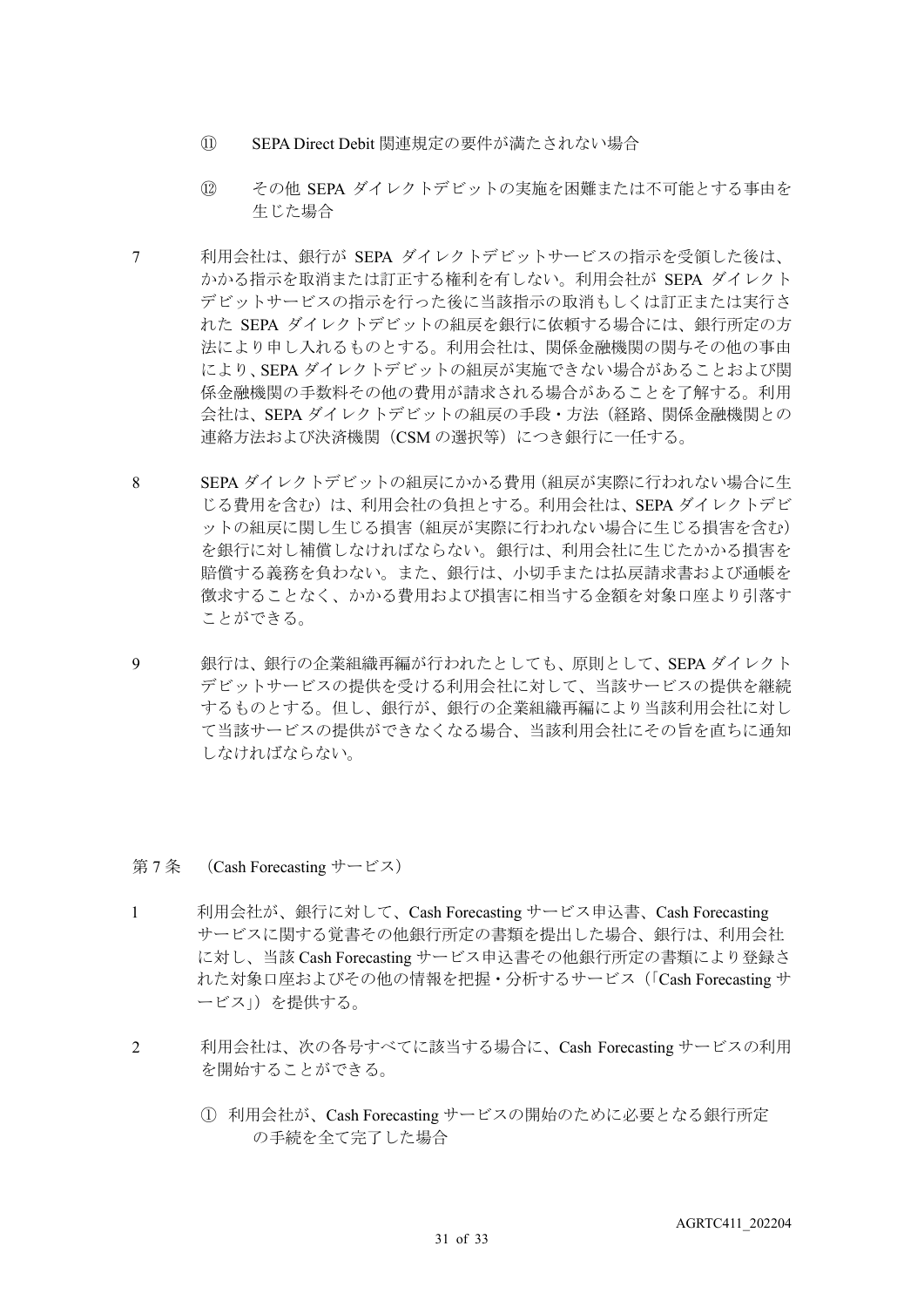⑪ SEPA Direct Debit 関連規定の要件が満たされない場合

⑫ その他 SEPA ダイレクトデビットの実施を困難または不可能とする事由を生じた場合

7 利用会社は、銀行が SEPA ダイレクトデビットサービスの指示を受領した後は、かかる指示を取消または訂正する権利を有しない。利用会社が SEPA ダイレクトデビットサービスの指示を行った後に当該指示の取消もしくは訂正または実行された SEPA ダイレクトデビットの組戻を銀行に依頼する場合には、銀行所定の方法により申し入れるものとする。利用会社は、関係金融機関の関与その他の事由により、SEPA ダイレクトデビットの組戻が実施できない場合があることおよび関係金融機関の手数料その他の費用が請求される場合があることを了解する。利用会社は、SEPA ダイレクトデビットの組戻の手段・方法（経路、関係金融機関との連絡方法および決済機関（CSM の選択等）につき銀行に一任する。

8 SEPA ダイレクトデビットの組戻にかかる費用（組戻が実際に行われない場合に生じる費用を含む）は、利用会社の負担とする。利用会社は、SEPA ダイレクトデビットの組戻に関し生じる損害（組戻が実際に行われない場合に生じる損害を含む）を銀行に対し補償しなければならない。銀行は、利用会社に生じたかかる損害を賠償する義務を負わない。また、銀行は、小切手または払戻請求書および通帳を徴求することなく、かかる費用および損害に相当する金額を対象口座より引落すことができる。

9 銀行は、銀行の企業組織再編が行われたとしても、原則として、SEPA ダイレクトデビットサービスの提供を受ける利用会社に対して、当該サービスの提供を継続するものとする。但し、銀行が、銀行の企業組織再編により当該利用会社に対して当該サービスの提供ができなくなる場合、当該利用会社にその旨を直ちに通知しなければならない。

## 第 7 条 （Cash Forecasting サービス）

1 利用会社が、銀行に対して、Cash Forecasting サービス申込書、Cash Forecasting サービスに関する覚書その他銀行所定の書類を提出した場合、銀行は、利用会社に対し、当該 Cash Forecasting サービス申込書その他銀行所定の書類により登録された対象口座およびその他の情報を把握・分析するサービス（「Cash Forecasting サービス」）を提供する。

2 利用会社は、次の各号すべてに該当する場合に、Cash Forecasting サービスの利用を開始することができる。

① 利用会社が、Cash Forecasting サービスの開始のために必要となる銀行所定の手続を全て完了した場合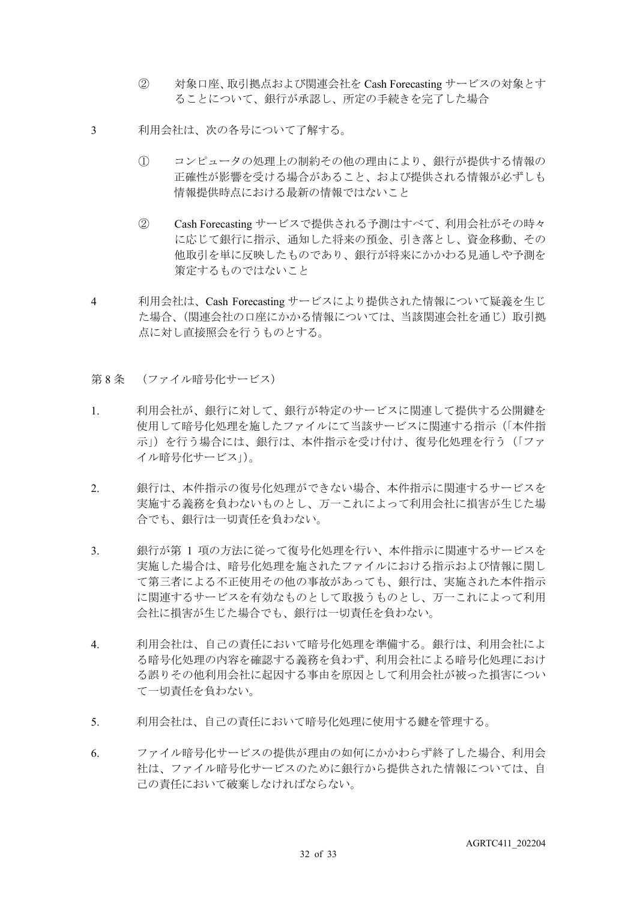② 対象口座、取引拠点および関連会社を Cash Forecasting サービスの対象とすることについて、銀行が承認し、所定の手続きを完了した場合

3 利用会社は、次の各号について了解する。

① コンピュータの処理上の制約その他の理由により、銀行が提供する情報の正確性が影響を受ける場合があること、および提供される情報が必ずしも情報提供時点における最新の情報ではないこと

② Cash Forecasting サービスで提供される予測はすべて、利用会社がその時々に応じて銀行に指示、通知した将来の預金、引き落とし、資金移動、その他取引を単に反映したものであり、銀行が将来にかかわる見通しや予測を策定するものではないこと

4 利用会社は、Cash Forecasting サービスにより提供された情報について疑義を生じた場合、（関連会社の口座にかかる情報については、当該関連会社を通じ）取引拠点に対し直接照会を行うものとする。

第 8 条 （ファイル暗号化サービス）

1. 利用会社が、銀行に対して、銀行が特定のサービスに関連して提供する公開鍵を使用して暗号化処理を施したファイルにて当該サービスに関連する指示（「本件指示」）を行う場合には、銀行は、本件指示を受け付け、復号化処理を行う（「ファイル暗号化サービス」）。

2. 銀行は、本件指示の復号化処理ができない場合、本件指示に関連するサービスを実施する義務を負わないものとし、万一これによって利用会社に損害が生じた場合でも、銀行は一切責任を負わない。

3. 銀行が第 1 項の方法に従って復号化処理を行い、本件指示に関連するサービスを実施した場合は、暗号化処理を施されたファイルにおける指示および情報に関して第三者による不正使用その他の事故があっても、銀行は、実施された本件指示に関連するサービスを有効なものとして取扱うものとし、万一これによって利用会社に損害が生じた場合でも、銀行は一切責任を負わない。

4. 利用会社は、自己の責任において暗号化処理を準備する。銀行は、利用会社による暗号化処理の内容を確認する義務を負わず、利用会社による暗号化処理における誤りその他利用会社に起因する事由を原因として利用会社が被った損害について一切責任を負わない。

5. 利用会社は、自己の責任において暗号化処理に使用する鍵を管理する。

6. ファイル暗号化サービスの提供が理由の如何にかかわらず終了した場合、利用会社は、ファイル暗号化サービスのために銀行から提供された情報については、自己の責任において破棄しなければならない。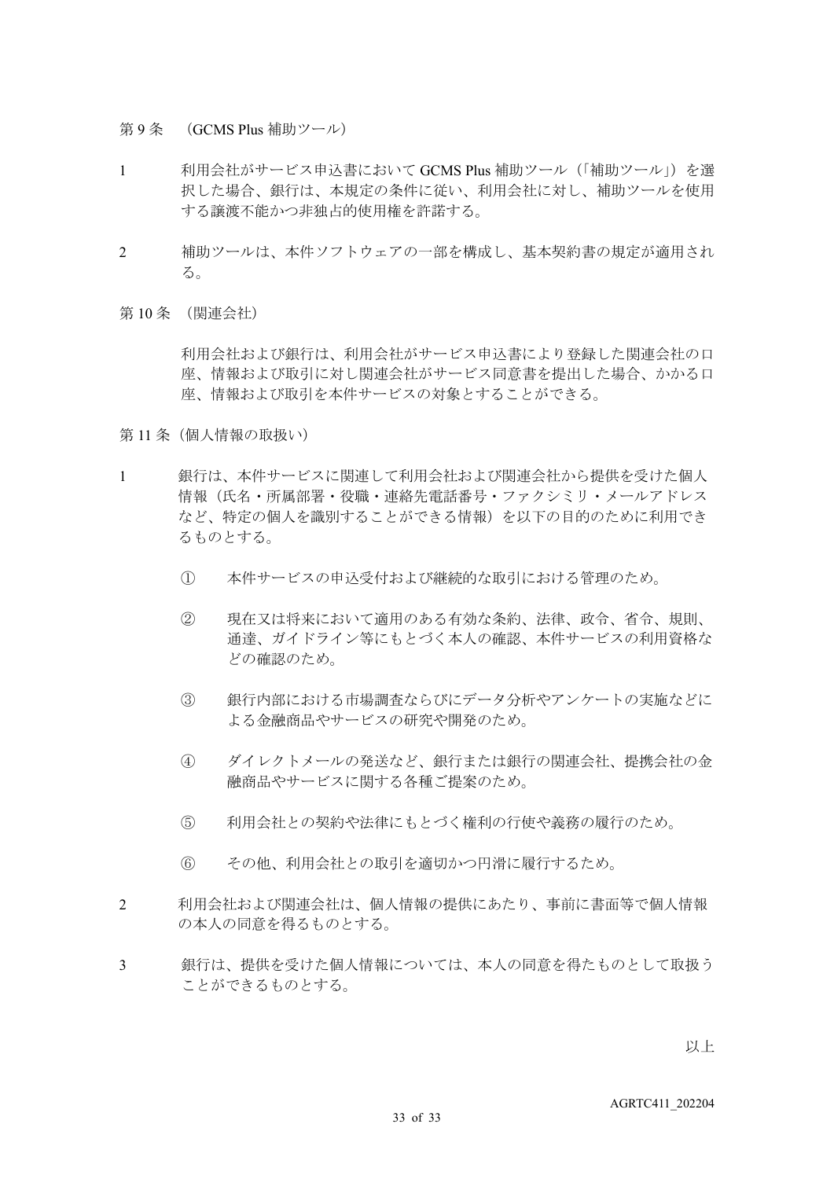第 9 条　（GCMS Plus 補助ツール）

1　利用会社がサービス申込書において GCMS Plus 補助ツール（「補助ツール」）を選択した場合、銀行は、本規定の条件に従い、利用会社に対し、補助ツールを使用する譲渡不能かつ非独占的使用権を許諾する。

2　補助ツールは、本件ソフトウェアの一部を構成し、基本契約書の規定が適用される。

第 10 条　（関連会社）

利用会社および銀行は、利用会社がサービス申込書により登録した関連会社の口座、情報および取引に対し関連会社がサービス同意書を提出した場合、かかる口座、情報および取引を本件サービスの対象とすることができる。

第 11 条（個人情報の取扱い）

1　銀行は、本件サービスに関連して利用会社および関連会社から提供を受けた個人情報（氏名・所属部署・役職・連絡先電話番号・ファクシミリ・メールアドレスなど、特定の個人を識別することができる情報）を以下の目的のために利用できるものとする。

①　本件サービスの申込受付および継続的な取引における管理のため。

②　現在又は将来において適用のある有効な条約、法律、政令、省令、規則、通達、ガイドライン等にもとづく本人の確認、本件サービスの利用資格などの確認のため。

③　銀行内部における市場調査ならびにデータ分析やアンケートの実施などによる金融商品やサービスの研究や開発のため。

④　ダイレクトメールの発送など、銀行または銀行の関連会社、提携会社の金融商品やサービスに関する各種ご提案のため。

⑤　利用会社との契約や法律にもとづく権利の行使や義務の履行のため。

⑥　その他、利用会社との取引を適切かつ円滑に履行するため。

2　利用会社および関連会社は、個人情報の提供にあたり、事前に書面等で個人情報の本人の同意を得るものとする。

3　銀行は、提供を受けた個人情報については、本人の同意を得たものとして取扱うことができるものとする。

以上

AGRTC411_202204